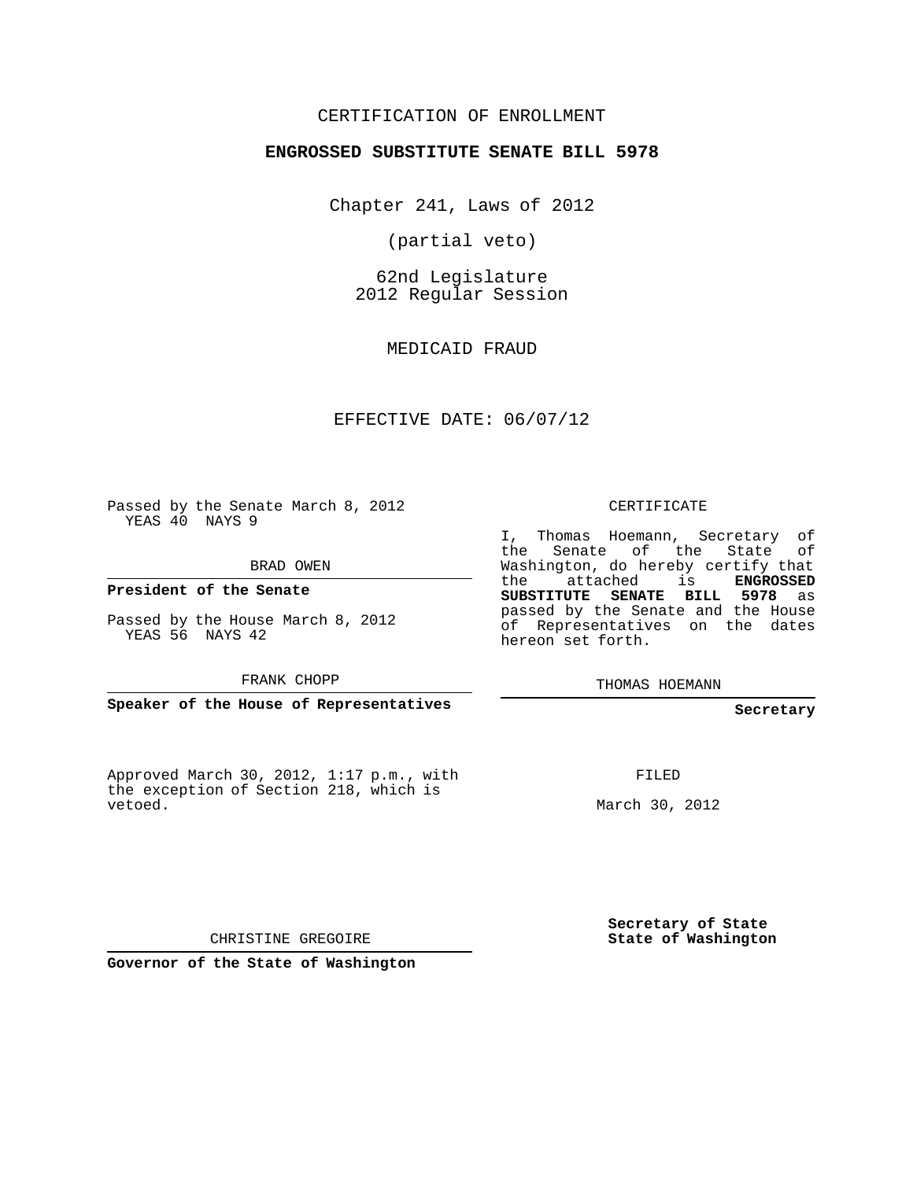CERTIFICATION OF ENROLLMENT

**ENGROSSED SUBSTITUTE SENATE BILL 5978**

Chapter 241, Laws of 2012

(partial veto)

62nd Legislature
2012 Regular Session

MEDICAID FRAUD

EFFECTIVE DATE: 06/07/12

Passed by the Senate March 8, 2012
YEAS 40 NAYS 9

BRAD OWEN

**President of the Senate**

Passed by the House March 8, 2012
YEAS 56 NAYS 42

FRANK CHOPP

**Speaker of the House of Representatives**

Approved March 30, 2012, 1:17 p.m., with the exception of Section 218, which is vetoed.

CHRISTINE GREGOIRE

**Governor of the State of Washington**

CERTIFICATE

I, Thomas Hoemann, Secretary of the Senate of the State of Washington, do hereby certify that the attached is **ENGROSSED SUBSTITUTE SENATE BILL 5978** as passed by the Senate and the House of Representatives on the dates hereon set forth.

THOMAS HOEMANN

**Secretary**

FILED

March 30, 2012

**Secretary of State**
**State of Washington**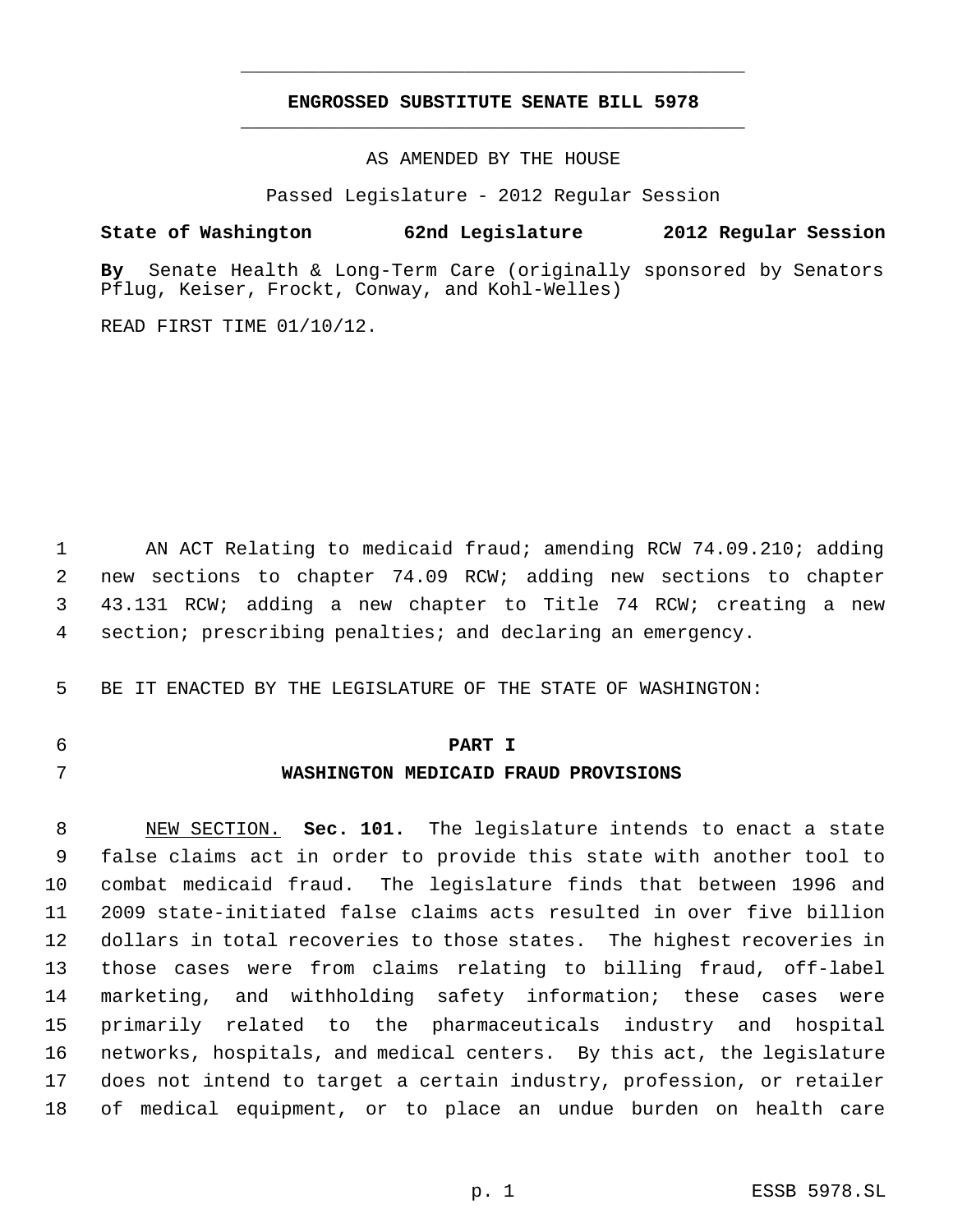# ENGROSSED SUBSTITUTE SENATE BILL 5978

AS AMENDED BY THE HOUSE

Passed Legislature - 2012 Regular Session

**State of Washington 62nd Legislature 2012 Regular Session**

**By** Senate Health & Long-Term Care (originally sponsored by Senators Pflug, Keiser, Frockt, Conway, and Kohl-Welles)

READ FIRST TIME 01/10/12.

AN ACT Relating to medicaid fraud; amending RCW 74.09.210; adding new sections to chapter 74.09 RCW; adding new sections to chapter 43.131 RCW; adding a new chapter to Title 74 RCW; creating a new section; prescribing penalties; and declaring an emergency.

BE IT ENACTED BY THE LEGISLATURE OF THE STATE OF WASHINGTON:

## PART I
## WASHINGTON MEDICAID FRAUD PROVISIONS

NEW SECTION. **Sec. 101.** The legislature intends to enact a state false claims act in order to provide this state with another tool to combat medicaid fraud. The legislature finds that between 1996 and 2009 state-initiated false claims acts resulted in over five billion dollars in total recoveries to those states. The highest recoveries in those cases were from claims relating to billing fraud, off-label marketing, and withholding safety information; these cases were primarily related to the pharmaceuticals industry and hospital networks, hospitals, and medical centers. By this act, the legislature does not intend to target a certain industry, profession, or retailer of medical equipment, or to place an undue burden on health care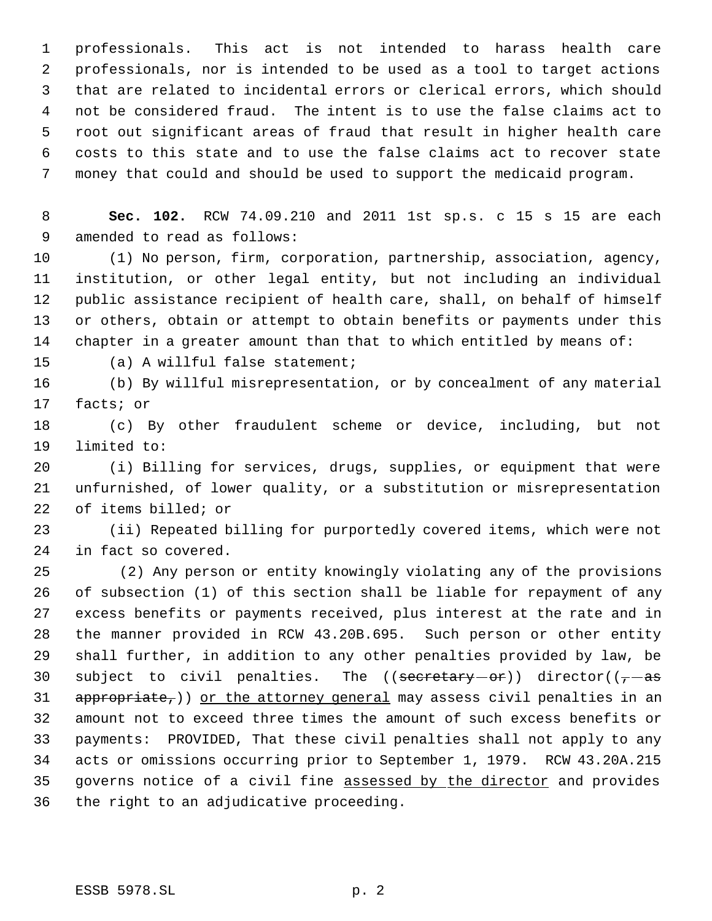professionals. This act is not intended to harass health care professionals, nor is intended to be used as a tool to target actions that are related to incidental errors or clerical errors, which should not be considered fraud. The intent is to use the false claims act to root out significant areas of fraud that result in higher health care costs to this state and to use the false claims act to recover state money that could and should be used to support the medicaid program.

**Sec. 102.** RCW 74.09.210 and 2011 1st sp.s. c 15 s 15 are each amended to read as follows:

(1) No person, firm, corporation, partnership, association, agency, institution, or other legal entity, but not including an individual public assistance recipient of health care, shall, on behalf of himself or others, obtain or attempt to obtain benefits or payments under this chapter in a greater amount than that to which entitled by means of:

(a) A willful false statement;

(b) By willful misrepresentation, or by concealment of any material facts; or

(c) By other fraudulent scheme or device, including, but not limited to:

(i) Billing for services, drugs, supplies, or equipment that were unfurnished, of lower quality, or a substitution or misrepresentation of items billed; or

(ii) Repeated billing for purportedly covered items, which were not in fact so covered.

(2) Any person or entity knowingly violating any of the provisions of subsection (1) of this section shall be liable for repayment of any excess benefits or payments received, plus interest at the rate and in the manner provided in RCW 43.20B.695. Such person or other entity shall further, in addition to any other penalties provided by law, be subject to civil penalties. The ((~~secretary or~~)) director((~~, as appropriate,~~)) <u>or the attorney general</u> may assess civil penalties in an amount not to exceed three times the amount of such excess benefits or payments: PROVIDED, That these civil penalties shall not apply to any acts or omissions occurring prior to September 1, 1979. RCW 43.20A.215 governs notice of a civil fine <u>assessed by the director</u> and provides the right to an adjudicative proceeding.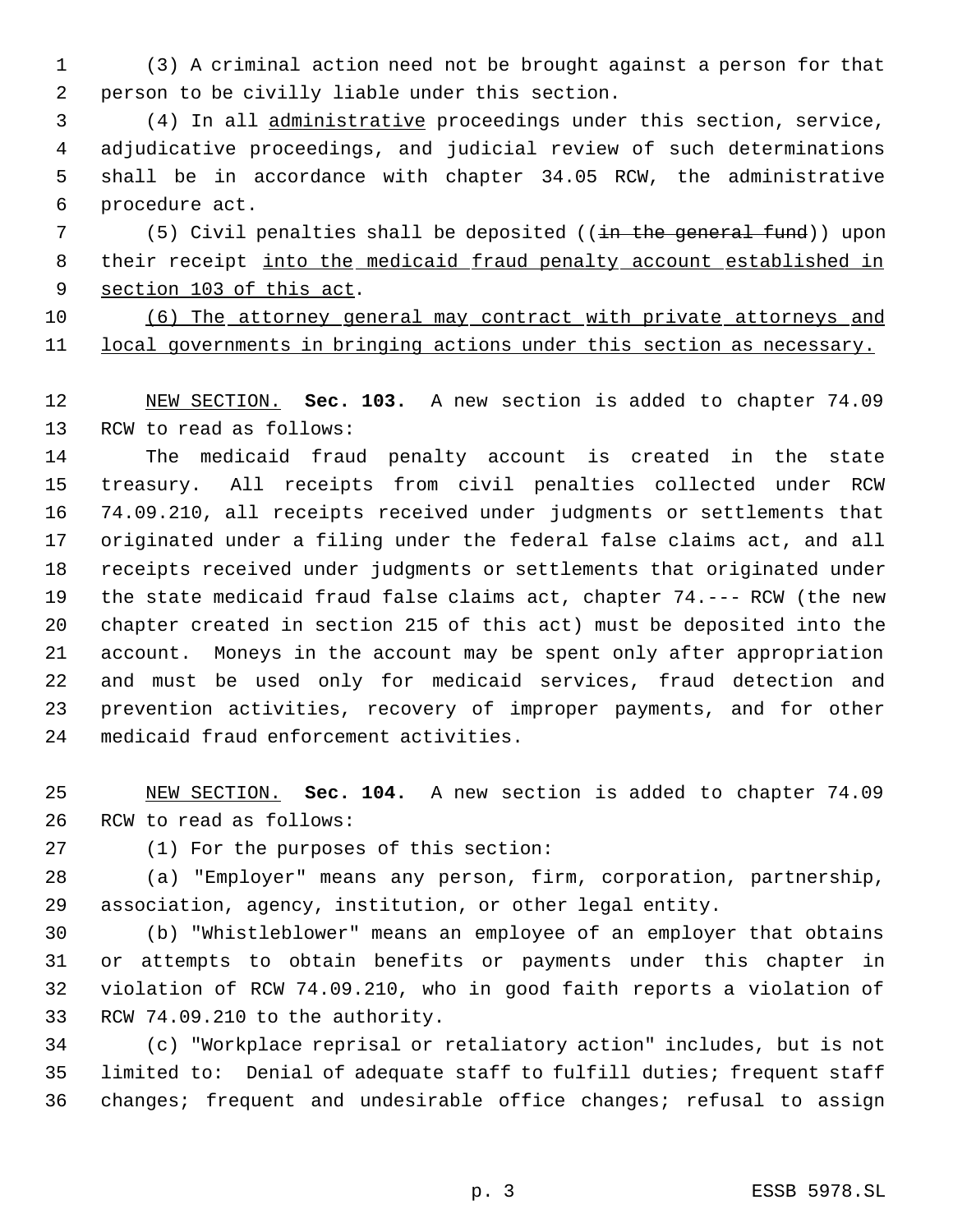(3) A criminal action need not be brought against a person for that person to be civilly liable under this section.

(4) In all administrative proceedings under this section, service, adjudicative proceedings, and judicial review of such determinations shall be in accordance with chapter 34.05 RCW, the administrative procedure act.

(5) Civil penalties shall be deposited ((~~in the general fund~~)) upon their receipt into the medicaid fraud penalty account established in section 103 of this act.

(6) The attorney general may contract with private attorneys and local governments in bringing actions under this section as necessary.

NEW SECTION. **Sec. 103.** A new section is added to chapter 74.09 RCW to read as follows:

The medicaid fraud penalty account is created in the state treasury. All receipts from civil penalties collected under RCW 74.09.210, all receipts received under judgments or settlements that originated under a filing under the federal false claims act, and all receipts received under judgments or settlements that originated under the state medicaid fraud false claims act, chapter 74.--- RCW (the new chapter created in section 215 of this act) must be deposited into the account. Moneys in the account may be spent only after appropriation and must be used only for medicaid services, fraud detection and prevention activities, recovery of improper payments, and for other medicaid fraud enforcement activities.

NEW SECTION. **Sec. 104.** A new section is added to chapter 74.09 RCW to read as follows:

(1) For the purposes of this section:

(a) "Employer" means any person, firm, corporation, partnership, association, agency, institution, or other legal entity.

(b) "Whistleblower" means an employee of an employer that obtains or attempts to obtain benefits or payments under this chapter in violation of RCW 74.09.210, who in good faith reports a violation of RCW 74.09.210 to the authority.

(c) "Workplace reprisal or retaliatory action" includes, but is not limited to: Denial of adequate staff to fulfill duties; frequent staff changes; frequent and undesirable office changes; refusal to assign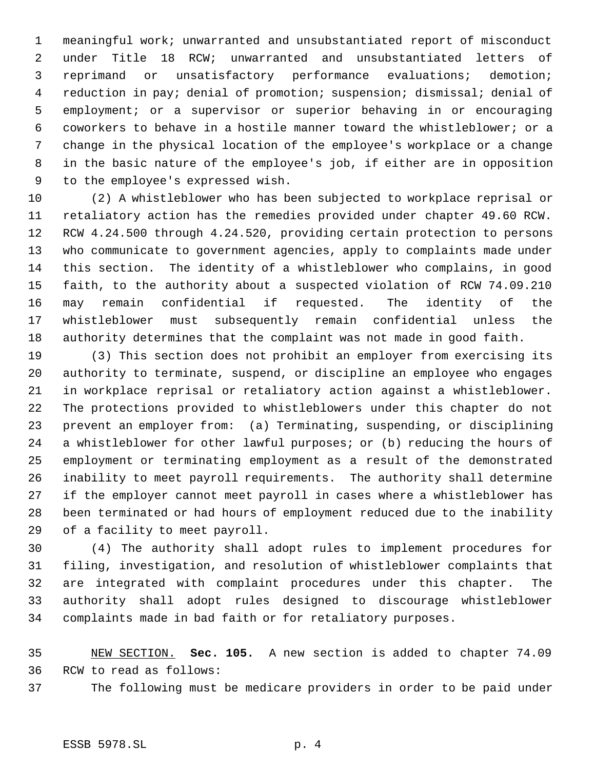meaningful work; unwarranted and unsubstantiated report of misconduct under Title 18 RCW; unwarranted and unsubstantiated letters of reprimand or unsatisfactory performance evaluations; demotion; reduction in pay; denial of promotion; suspension; dismissal; denial of employment; or a supervisor or superior behaving in or encouraging coworkers to behave in a hostile manner toward the whistleblower; or a change in the physical location of the employee's workplace or a change in the basic nature of the employee's job, if either are in opposition to the employee's expressed wish.

(2) A whistleblower who has been subjected to workplace reprisal or retaliatory action has the remedies provided under chapter 49.60 RCW. RCW 4.24.500 through 4.24.520, providing certain protection to persons who communicate to government agencies, apply to complaints made under this section. The identity of a whistleblower who complains, in good faith, to the authority about a suspected violation of RCW 74.09.210 may remain confidential if requested. The identity of the whistleblower must subsequently remain confidential unless the authority determines that the complaint was not made in good faith.

(3) This section does not prohibit an employer from exercising its authority to terminate, suspend, or discipline an employee who engages in workplace reprisal or retaliatory action against a whistleblower. The protections provided to whistleblowers under this chapter do not prevent an employer from: (a) Terminating, suspending, or disciplining a whistleblower for other lawful purposes; or (b) reducing the hours of employment or terminating employment as a result of the demonstrated inability to meet payroll requirements. The authority shall determine if the employer cannot meet payroll in cases where a whistleblower has been terminated or had hours of employment reduced due to the inability of a facility to meet payroll.

(4) The authority shall adopt rules to implement procedures for filing, investigation, and resolution of whistleblower complaints that are integrated with complaint procedures under this chapter. The authority shall adopt rules designed to discourage whistleblower complaints made in bad faith or for retaliatory purposes.

NEW SECTION. **Sec. 105.** A new section is added to chapter 74.09 RCW to read as follows:

The following must be medicare providers in order to be paid under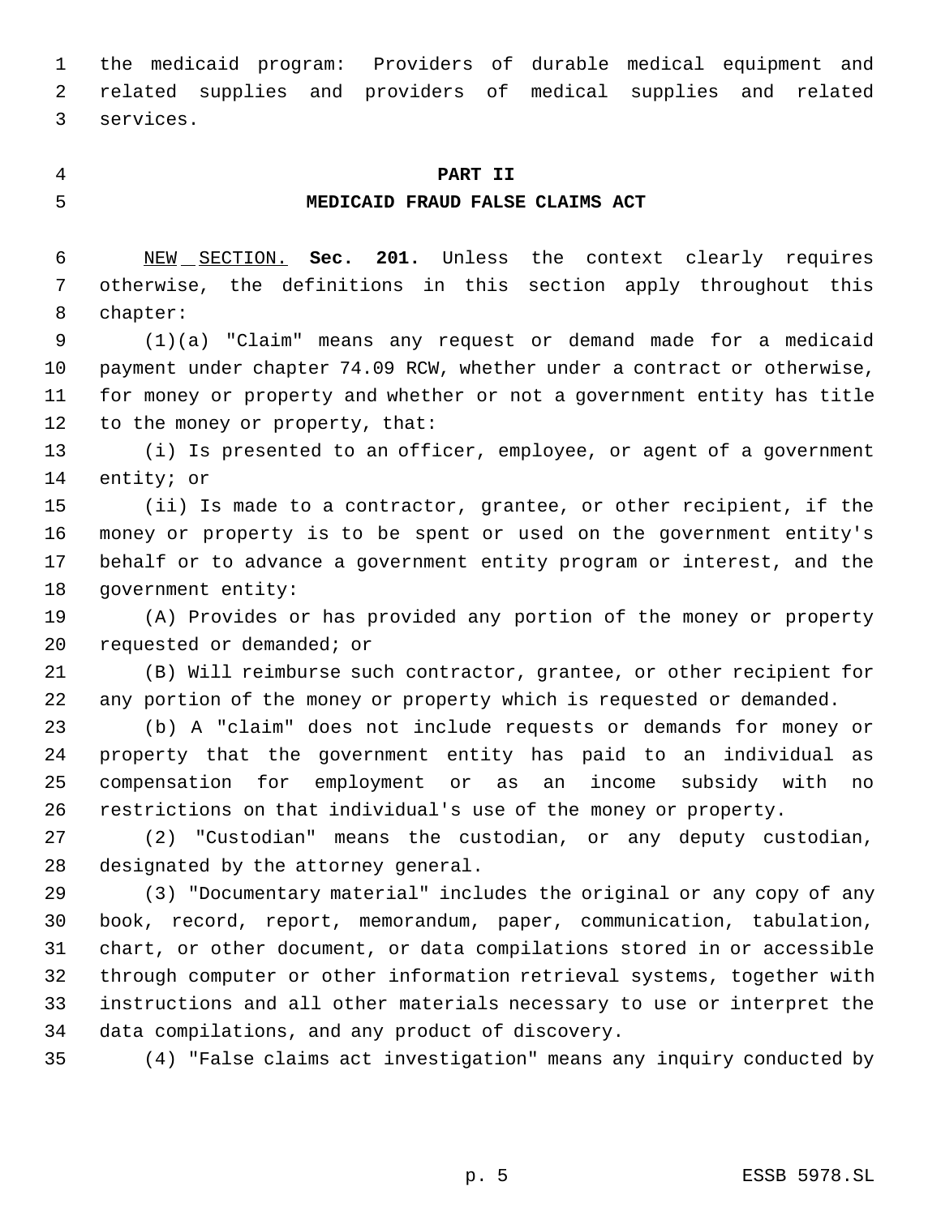the medicaid program: Providers of durable medical equipment and related supplies and providers of medical supplies and related services.

## PART II
## MEDICAID FRAUD FALSE CLAIMS ACT

NEW SECTION. **Sec. 201.** Unless the context clearly requires otherwise, the definitions in this section apply throughout this chapter:

(1)(a) "Claim" means any request or demand made for a medicaid payment under chapter 74.09 RCW, whether under a contract or otherwise, for money or property and whether or not a government entity has title to the money or property, that:

(i) Is presented to an officer, employee, or agent of a government entity; or

(ii) Is made to a contractor, grantee, or other recipient, if the money or property is to be spent or used on the government entity's behalf or to advance a government entity program or interest, and the government entity:

(A) Provides or has provided any portion of the money or property requested or demanded; or

(B) Will reimburse such contractor, grantee, or other recipient for any portion of the money or property which is requested or demanded.

(b) A "claim" does not include requests or demands for money or property that the government entity has paid to an individual as compensation for employment or as an income subsidy with no restrictions on that individual's use of the money or property.

(2) "Custodian" means the custodian, or any deputy custodian, designated by the attorney general.

(3) "Documentary material" includes the original or any copy of any book, record, report, memorandum, paper, communication, tabulation, chart, or other document, or data compilations stored in or accessible through computer or other information retrieval systems, together with instructions and all other materials necessary to use or interpret the data compilations, and any product of discovery.

(4) "False claims act investigation" means any inquiry conducted by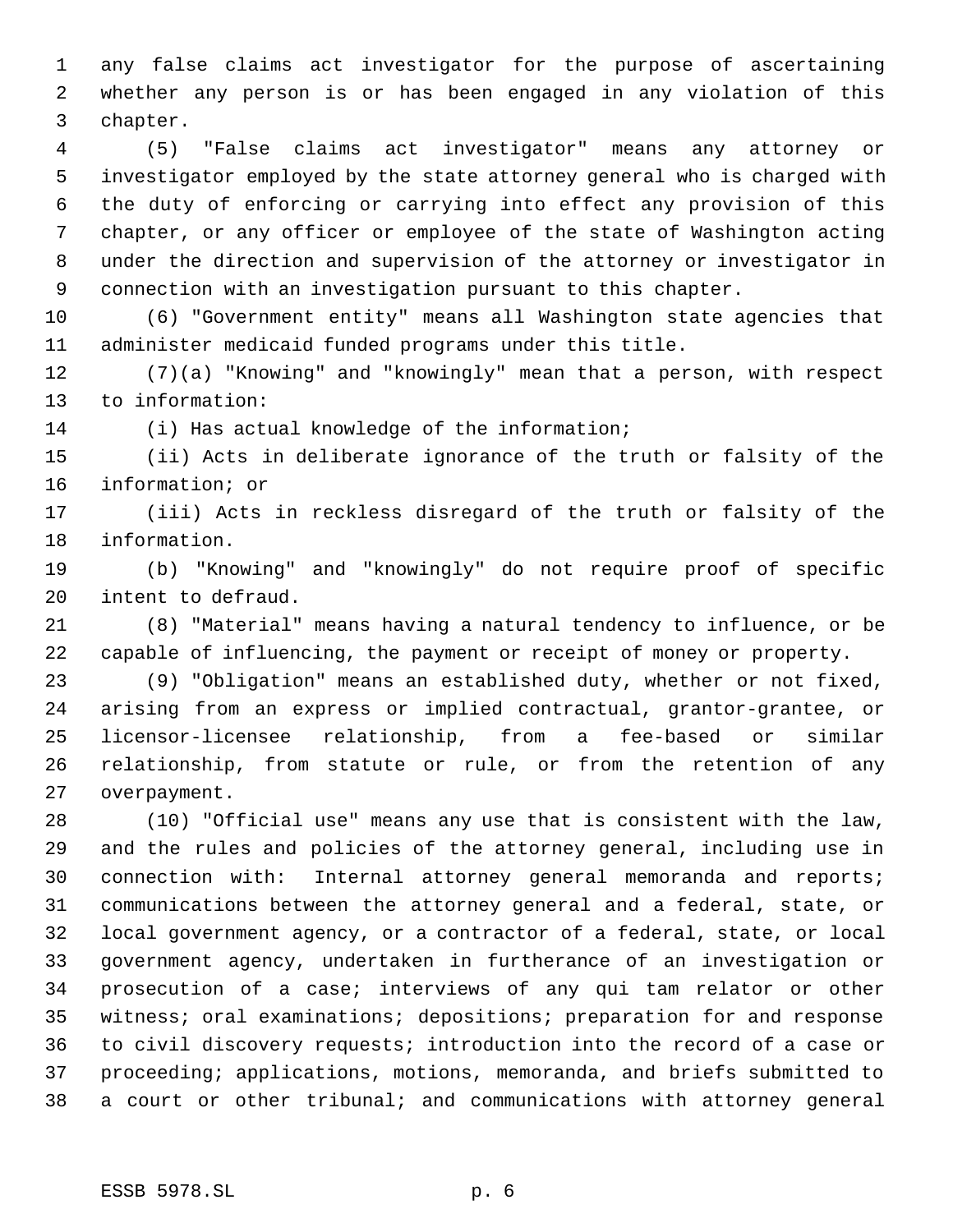any false claims act investigator for the purpose of ascertaining whether any person is or has been engaged in any violation of this chapter.

(5) "False claims act investigator" means any attorney or investigator employed by the state attorney general who is charged with the duty of enforcing or carrying into effect any provision of this chapter, or any officer or employee of the state of Washington acting under the direction and supervision of the attorney or investigator in connection with an investigation pursuant to this chapter.

(6) "Government entity" means all Washington state agencies that administer medicaid funded programs under this title.

(7)(a) "Knowing" and "knowingly" mean that a person, with respect to information:

(i) Has actual knowledge of the information;

(ii) Acts in deliberate ignorance of the truth or falsity of the information; or

(iii) Acts in reckless disregard of the truth or falsity of the information.

(b) "Knowing" and "knowingly" do not require proof of specific intent to defraud.

(8) "Material" means having a natural tendency to influence, or be capable of influencing, the payment or receipt of money or property.

(9) "Obligation" means an established duty, whether or not fixed, arising from an express or implied contractual, grantor-grantee, or licensor-licensee relationship, from a fee-based or similar relationship, from statute or rule, or from the retention of any overpayment.

(10) "Official use" means any use that is consistent with the law, and the rules and policies of the attorney general, including use in connection with: Internal attorney general memoranda and reports; communications between the attorney general and a federal, state, or local government agency, or a contractor of a federal, state, or local government agency, undertaken in furtherance of an investigation or prosecution of a case; interviews of any qui tam relator or other witness; oral examinations; depositions; preparation for and response to civil discovery requests; introduction into the record of a case or proceeding; applications, motions, memoranda, and briefs submitted to a court or other tribunal; and communications with attorney general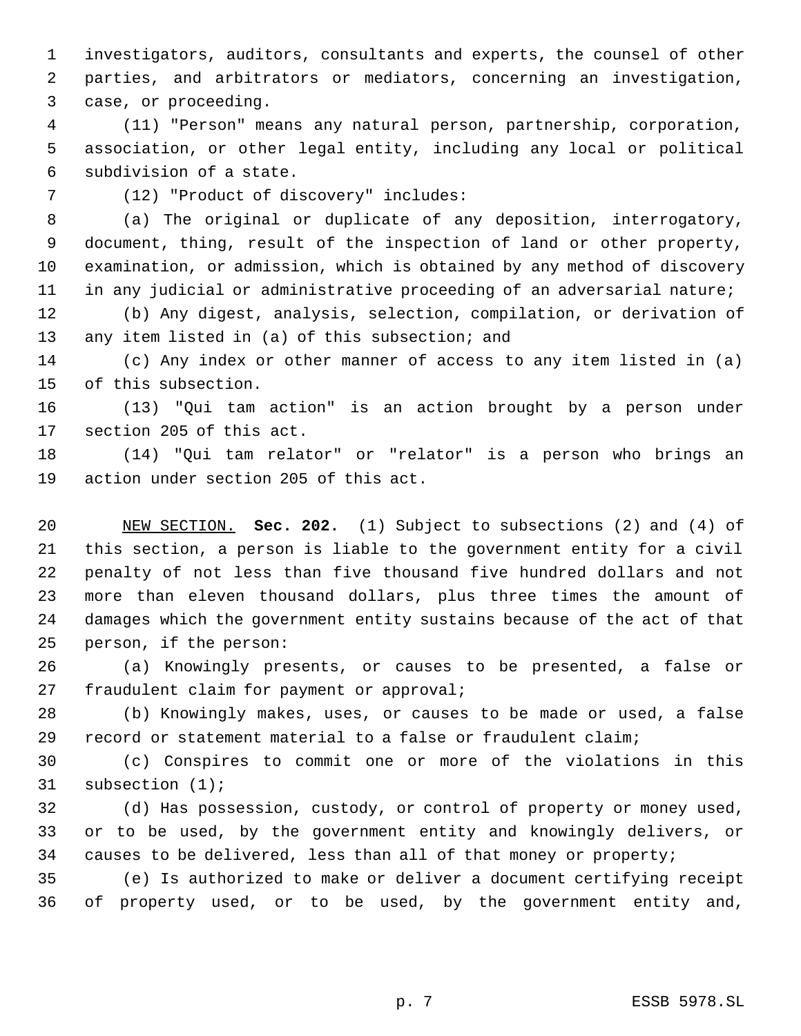investigators, auditors, consultants and experts, the counsel of other parties, and arbitrators or mediators, concerning an investigation, case, or proceeding.

(11) "Person" means any natural person, partnership, corporation, association, or other legal entity, including any local or political subdivision of a state.

(12) "Product of discovery" includes:

(a) The original or duplicate of any deposition, interrogatory, document, thing, result of the inspection of land or other property, examination, or admission, which is obtained by any method of discovery in any judicial or administrative proceeding of an adversarial nature;

(b) Any digest, analysis, selection, compilation, or derivation of any item listed in (a) of this subsection; and

(c) Any index or other manner of access to any item listed in (a) of this subsection.

(13) "Qui tam action" is an action brought by a person under section 205 of this act.

(14) "Qui tam relator" or "relator" is a person who brings an action under section 205 of this act.

NEW SECTION. **Sec. 202.** (1) Subject to subsections (2) and (4) of this section, a person is liable to the government entity for a civil penalty of not less than five thousand five hundred dollars and not more than eleven thousand dollars, plus three times the amount of damages which the government entity sustains because of the act of that person, if the person:

(a) Knowingly presents, or causes to be presented, a false or fraudulent claim for payment or approval;

(b) Knowingly makes, uses, or causes to be made or used, a false record or statement material to a false or fraudulent claim;

(c) Conspires to commit one or more of the violations in this subsection (1);

(d) Has possession, custody, or control of property or money used, or to be used, by the government entity and knowingly delivers, or causes to be delivered, less than all of that money or property;

(e) Is authorized to make or deliver a document certifying receipt of property used, or to be used, by the government entity and,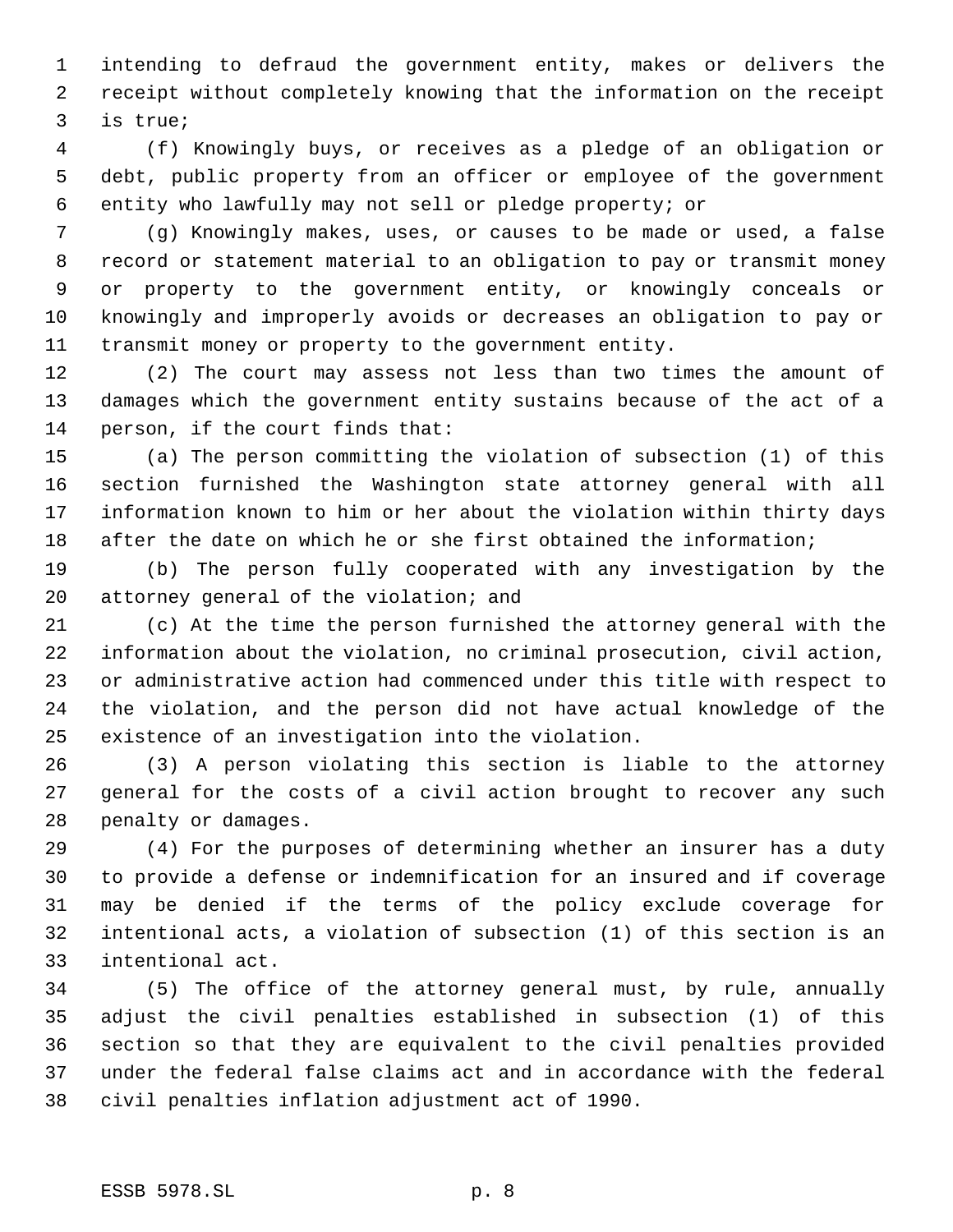intending to defraud the government entity, makes or delivers the receipt without completely knowing that the information on the receipt is true;

(f) Knowingly buys, or receives as a pledge of an obligation or debt, public property from an officer or employee of the government entity who lawfully may not sell or pledge property; or

(g) Knowingly makes, uses, or causes to be made or used, a false record or statement material to an obligation to pay or transmit money or property to the government entity, or knowingly conceals or knowingly and improperly avoids or decreases an obligation to pay or transmit money or property to the government entity.

(2) The court may assess not less than two times the amount of damages which the government entity sustains because of the act of a person, if the court finds that:

(a) The person committing the violation of subsection (1) of this section furnished the Washington state attorney general with all information known to him or her about the violation within thirty days after the date on which he or she first obtained the information;

(b) The person fully cooperated with any investigation by the attorney general of the violation; and

(c) At the time the person furnished the attorney general with the information about the violation, no criminal prosecution, civil action, or administrative action had commenced under this title with respect to the violation, and the person did not have actual knowledge of the existence of an investigation into the violation.

(3) A person violating this section is liable to the attorney general for the costs of a civil action brought to recover any such penalty or damages.

(4) For the purposes of determining whether an insurer has a duty to provide a defense or indemnification for an insured and if coverage may be denied if the terms of the policy exclude coverage for intentional acts, a violation of subsection (1) of this section is an intentional act.

(5) The office of the attorney general must, by rule, annually adjust the civil penalties established in subsection (1) of this section so that they are equivalent to the civil penalties provided under the federal false claims act and in accordance with the federal civil penalties inflation adjustment act of 1990.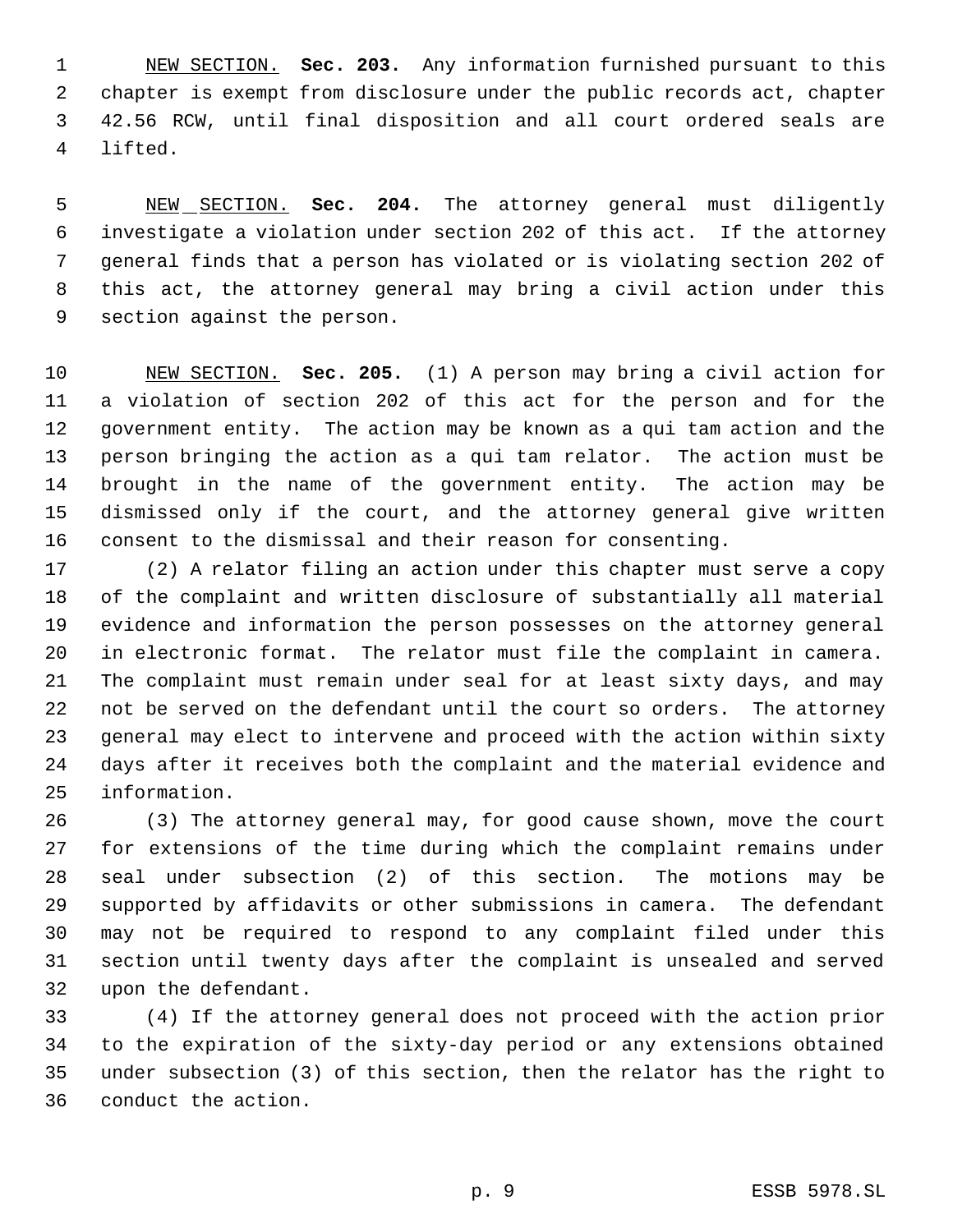NEW SECTION. **Sec. 203.** Any information furnished pursuant to this chapter is exempt from disclosure under the public records act, chapter 42.56 RCW, until final disposition and all court ordered seals are lifted.

NEW SECTION. **Sec. 204.** The attorney general must diligently investigate a violation under section 202 of this act. If the attorney general finds that a person has violated or is violating section 202 of this act, the attorney general may bring a civil action under this section against the person.

NEW SECTION. **Sec. 205.** (1) A person may bring a civil action for a violation of section 202 of this act for the person and for the government entity. The action may be known as a qui tam action and the person bringing the action as a qui tam relator. The action must be brought in the name of the government entity. The action may be dismissed only if the court, and the attorney general give written consent to the dismissal and their reason for consenting.

(2) A relator filing an action under this chapter must serve a copy of the complaint and written disclosure of substantially all material evidence and information the person possesses on the attorney general in electronic format. The relator must file the complaint in camera. The complaint must remain under seal for at least sixty days, and may not be served on the defendant until the court so orders. The attorney general may elect to intervene and proceed with the action within sixty days after it receives both the complaint and the material evidence and information.

(3) The attorney general may, for good cause shown, move the court for extensions of the time during which the complaint remains under seal under subsection (2) of this section. The motions may be supported by affidavits or other submissions in camera. The defendant may not be required to respond to any complaint filed under this section until twenty days after the complaint is unsealed and served upon the defendant.

(4) If the attorney general does not proceed with the action prior to the expiration of the sixty-day period or any extensions obtained under subsection (3) of this section, then the relator has the right to conduct the action.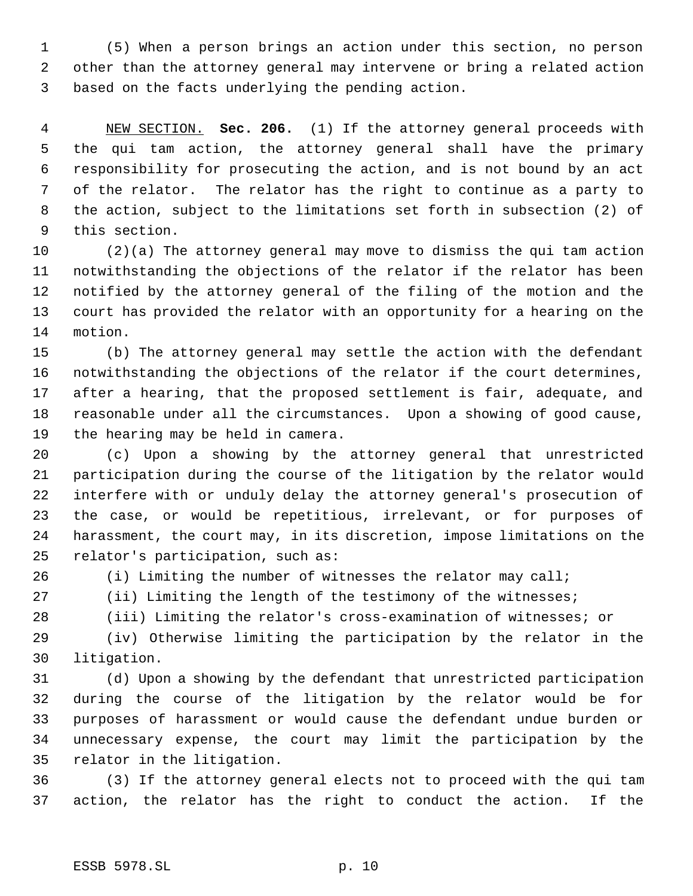(5) When a person brings an action under this section, no person other than the attorney general may intervene or bring a related action based on the facts underlying the pending action.

NEW SECTION. **Sec. 206.** (1) If the attorney general proceeds with the qui tam action, the attorney general shall have the primary responsibility for prosecuting the action, and is not bound by an act of the relator. The relator has the right to continue as a party to the action, subject to the limitations set forth in subsection (2) of this section.

(2)(a) The attorney general may move to dismiss the qui tam action notwithstanding the objections of the relator if the relator has been notified by the attorney general of the filing of the motion and the court has provided the relator with an opportunity for a hearing on the motion.

(b) The attorney general may settle the action with the defendant notwithstanding the objections of the relator if the court determines, after a hearing, that the proposed settlement is fair, adequate, and reasonable under all the circumstances. Upon a showing of good cause, the hearing may be held in camera.

(c) Upon a showing by the attorney general that unrestricted participation during the course of the litigation by the relator would interfere with or unduly delay the attorney general's prosecution of the case, or would be repetitious, irrelevant, or for purposes of harassment, the court may, in its discretion, impose limitations on the relator's participation, such as:

(i) Limiting the number of witnesses the relator may call;

(ii) Limiting the length of the testimony of the witnesses;

(iii) Limiting the relator's cross-examination of witnesses; or

(iv) Otherwise limiting the participation by the relator in the litigation.

(d) Upon a showing by the defendant that unrestricted participation during the course of the litigation by the relator would be for purposes of harassment or would cause the defendant undue burden or unnecessary expense, the court may limit the participation by the relator in the litigation.

(3) If the attorney general elects not to proceed with the qui tam action, the relator has the right to conduct the action. If the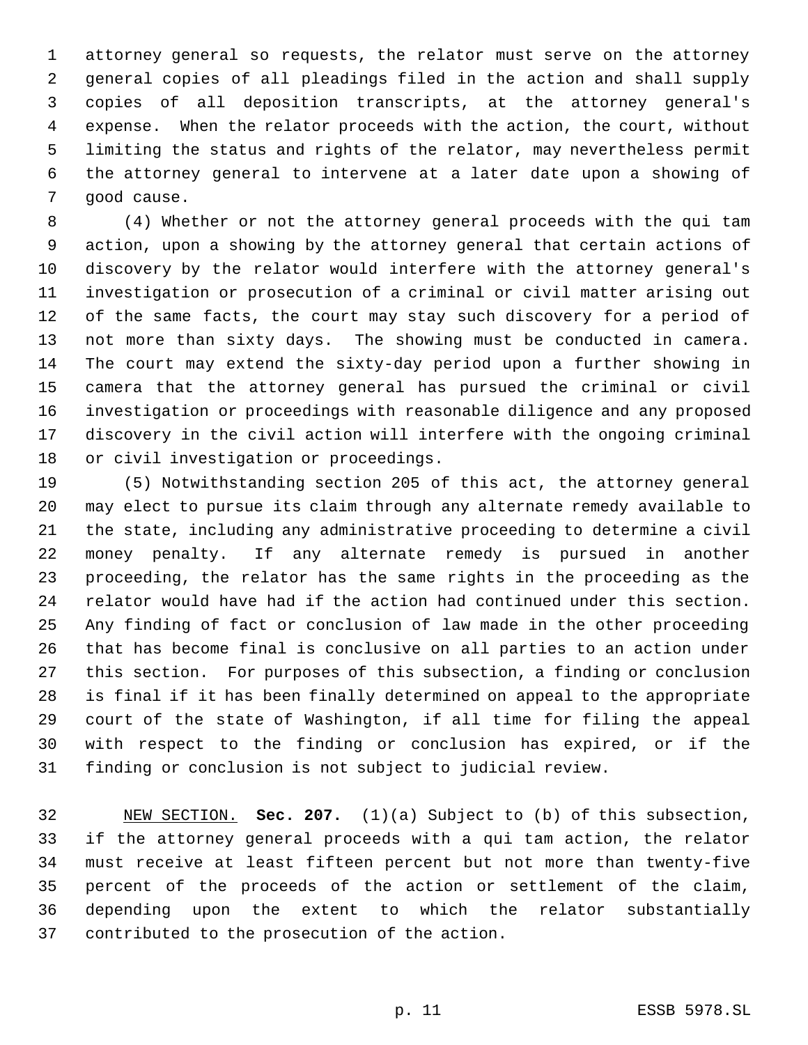attorney general so requests, the relator must serve on the attorney general copies of all pleadings filed in the action and shall supply copies of all deposition transcripts, at the attorney general's expense. When the relator proceeds with the action, the court, without limiting the status and rights of the relator, may nevertheless permit the attorney general to intervene at a later date upon a showing of good cause.

(4) Whether or not the attorney general proceeds with the qui tam action, upon a showing by the attorney general that certain actions of discovery by the relator would interfere with the attorney general's investigation or prosecution of a criminal or civil matter arising out of the same facts, the court may stay such discovery for a period of not more than sixty days. The showing must be conducted in camera. The court may extend the sixty-day period upon a further showing in camera that the attorney general has pursued the criminal or civil investigation or proceedings with reasonable diligence and any proposed discovery in the civil action will interfere with the ongoing criminal or civil investigation or proceedings.

(5) Notwithstanding section 205 of this act, the attorney general may elect to pursue its claim through any alternate remedy available to the state, including any administrative proceeding to determine a civil money penalty. If any alternate remedy is pursued in another proceeding, the relator has the same rights in the proceeding as the relator would have had if the action had continued under this section. Any finding of fact or conclusion of law made in the other proceeding that has become final is conclusive on all parties to an action under this section. For purposes of this subsection, a finding or conclusion is final if it has been finally determined on appeal to the appropriate court of the state of Washington, if all time for filing the appeal with respect to the finding or conclusion has expired, or if the finding or conclusion is not subject to judicial review.

NEW SECTION. **Sec. 207.** (1)(a) Subject to (b) of this subsection, if the attorney general proceeds with a qui tam action, the relator must receive at least fifteen percent but not more than twenty-five percent of the proceeds of the action or settlement of the claim, depending upon the extent to which the relator substantially contributed to the prosecution of the action.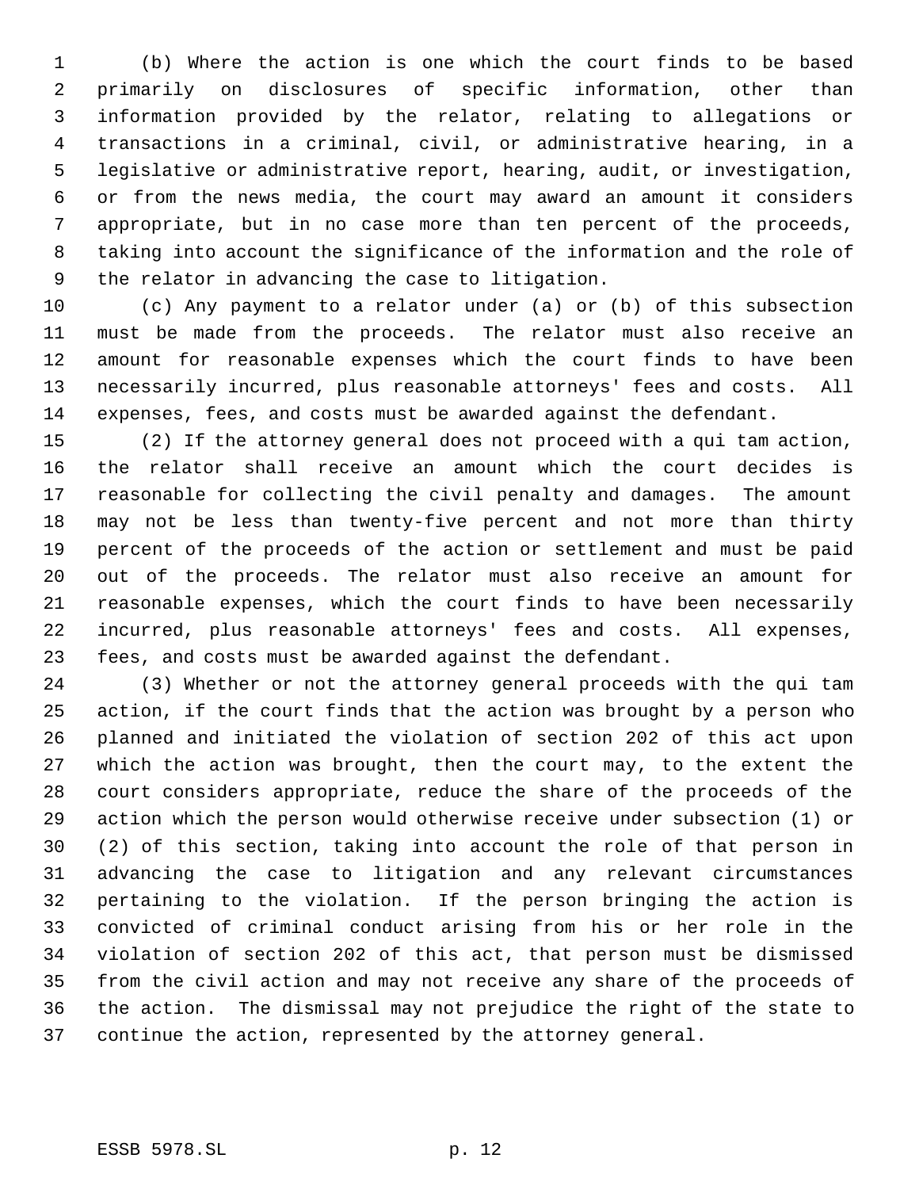(b) Where the action is one which the court finds to be based primarily on disclosures of specific information, other than information provided by the relator, relating to allegations or transactions in a criminal, civil, or administrative hearing, in a legislative or administrative report, hearing, audit, or investigation, or from the news media, the court may award an amount it considers appropriate, but in no case more than ten percent of the proceeds, taking into account the significance of the information and the role of the relator in advancing the case to litigation.

(c) Any payment to a relator under (a) or (b) of this subsection must be made from the proceeds. The relator must also receive an amount for reasonable expenses which the court finds to have been necessarily incurred, plus reasonable attorneys' fees and costs. All expenses, fees, and costs must be awarded against the defendant.

(2) If the attorney general does not proceed with a qui tam action, the relator shall receive an amount which the court decides is reasonable for collecting the civil penalty and damages. The amount may not be less than twenty-five percent and not more than thirty percent of the proceeds of the action or settlement and must be paid out of the proceeds. The relator must also receive an amount for reasonable expenses, which the court finds to have been necessarily incurred, plus reasonable attorneys' fees and costs. All expenses, fees, and costs must be awarded against the defendant.

(3) Whether or not the attorney general proceeds with the qui tam action, if the court finds that the action was brought by a person who planned and initiated the violation of section 202 of this act upon which the action was brought, then the court may, to the extent the court considers appropriate, reduce the share of the proceeds of the action which the person would otherwise receive under subsection (1) or (2) of this section, taking into account the role of that person in advancing the case to litigation and any relevant circumstances pertaining to the violation. If the person bringing the action is convicted of criminal conduct arising from his or her role in the violation of section 202 of this act, that person must be dismissed from the civil action and may not receive any share of the proceeds of the action. The dismissal may not prejudice the right of the state to continue the action, represented by the attorney general.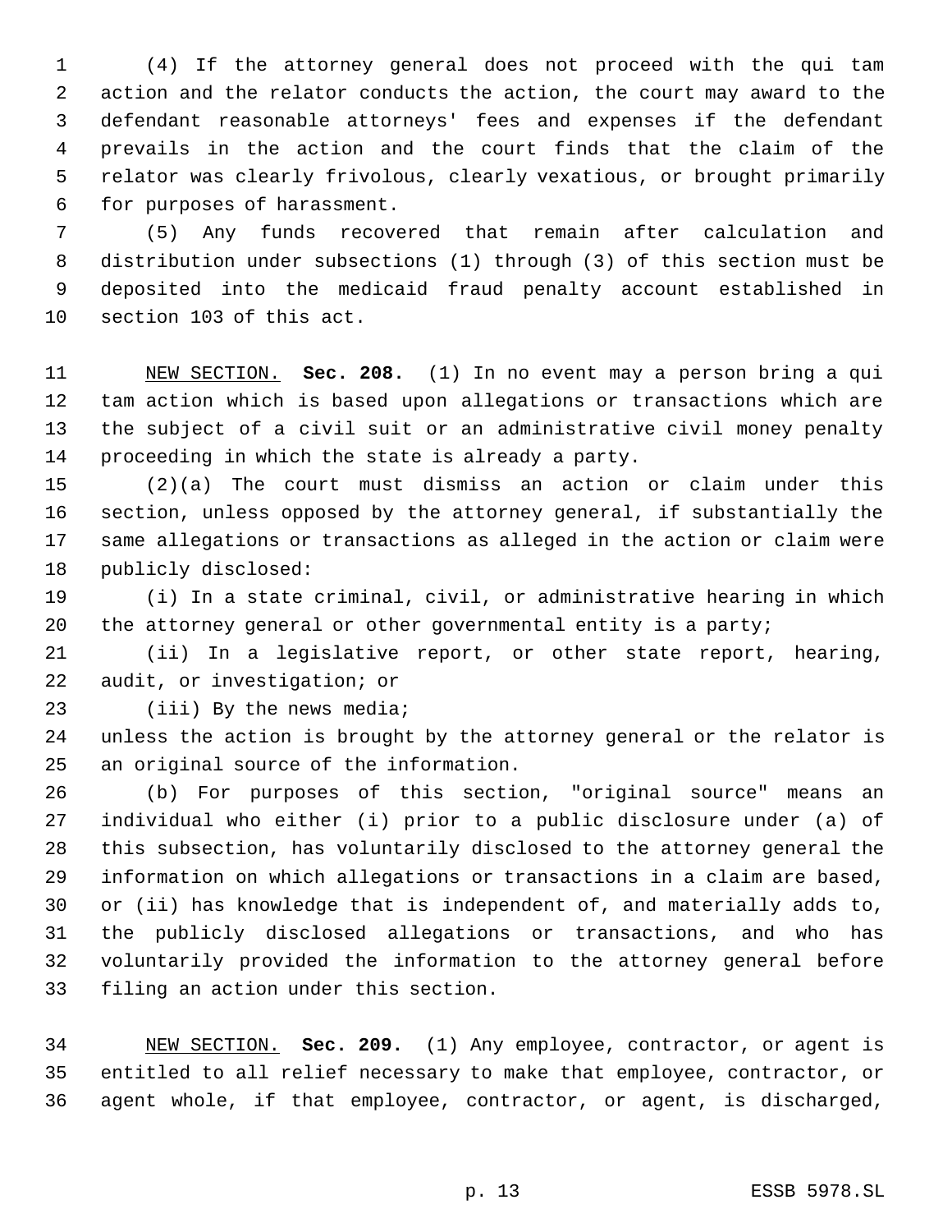(4) If the attorney general does not proceed with the qui tam action and the relator conducts the action, the court may award to the defendant reasonable attorneys' fees and expenses if the defendant prevails in the action and the court finds that the claim of the relator was clearly frivolous, clearly vexatious, or brought primarily for purposes of harassment.

(5) Any funds recovered that remain after calculation and distribution under subsections (1) through (3) of this section must be deposited into the medicaid fraud penalty account established in section 103 of this act.

NEW SECTION. **Sec. 208.** (1) In no event may a person bring a qui tam action which is based upon allegations or transactions which are the subject of a civil suit or an administrative civil money penalty proceeding in which the state is already a party.

(2)(a) The court must dismiss an action or claim under this section, unless opposed by the attorney general, if substantially the same allegations or transactions as alleged in the action or claim were publicly disclosed:

(i) In a state criminal, civil, or administrative hearing in which the attorney general or other governmental entity is a party;

(ii) In a legislative report, or other state report, hearing, audit, or investigation; or

(iii) By the news media;

unless the action is brought by the attorney general or the relator is an original source of the information.

(b) For purposes of this section, "original source" means an individual who either (i) prior to a public disclosure under (a) of this subsection, has voluntarily disclosed to the attorney general the information on which allegations or transactions in a claim are based, or (ii) has knowledge that is independent of, and materially adds to, the publicly disclosed allegations or transactions, and who has voluntarily provided the information to the attorney general before filing an action under this section.

NEW SECTION. **Sec. 209.** (1) Any employee, contractor, or agent is entitled to all relief necessary to make that employee, contractor, or agent whole, if that employee, contractor, or agent, is discharged,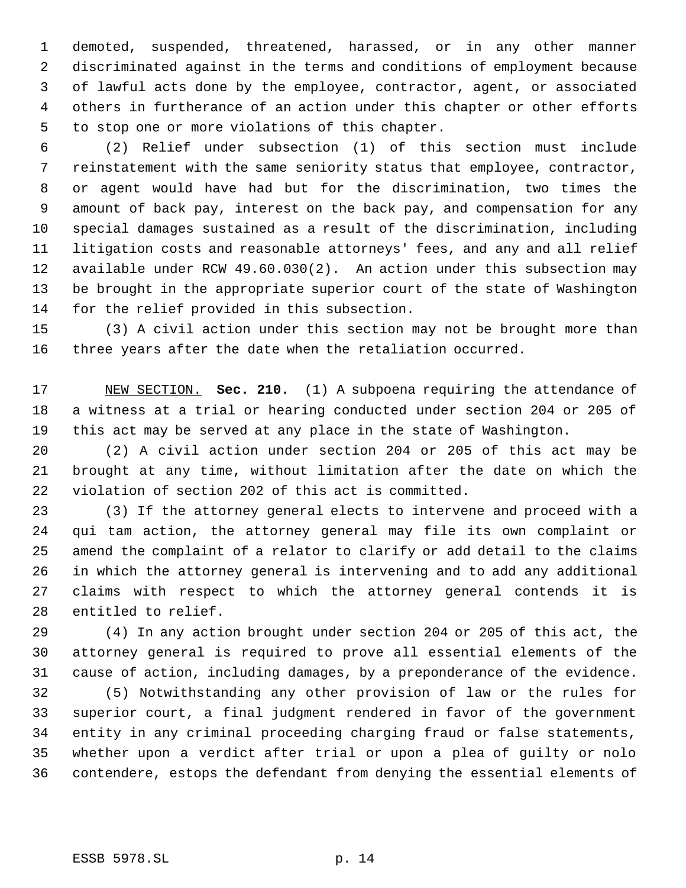demoted, suspended, threatened, harassed, or in any other manner discriminated against in the terms and conditions of employment because of lawful acts done by the employee, contractor, agent, or associated others in furtherance of an action under this chapter or other efforts to stop one or more violations of this chapter.

(2) Relief under subsection (1) of this section must include reinstatement with the same seniority status that employee, contractor, or agent would have had but for the discrimination, two times the amount of back pay, interest on the back pay, and compensation for any special damages sustained as a result of the discrimination, including litigation costs and reasonable attorneys' fees, and any and all relief available under RCW 49.60.030(2). An action under this subsection may be brought in the appropriate superior court of the state of Washington for the relief provided in this subsection.

(3) A civil action under this section may not be brought more than three years after the date when the retaliation occurred.

NEW SECTION. **Sec. 210.** (1) A subpoena requiring the attendance of a witness at a trial or hearing conducted under section 204 or 205 of this act may be served at any place in the state of Washington.

(2) A civil action under section 204 or 205 of this act may be brought at any time, without limitation after the date on which the violation of section 202 of this act is committed.

(3) If the attorney general elects to intervene and proceed with a qui tam action, the attorney general may file its own complaint or amend the complaint of a relator to clarify or add detail to the claims in which the attorney general is intervening and to add any additional claims with respect to which the attorney general contends it is entitled to relief.

(4) In any action brought under section 204 or 205 of this act, the attorney general is required to prove all essential elements of the cause of action, including damages, by a preponderance of the evidence.

(5) Notwithstanding any other provision of law or the rules for superior court, a final judgment rendered in favor of the government entity in any criminal proceeding charging fraud or false statements, whether upon a verdict after trial or upon a plea of guilty or nolo contendere, estops the defendant from denying the essential elements of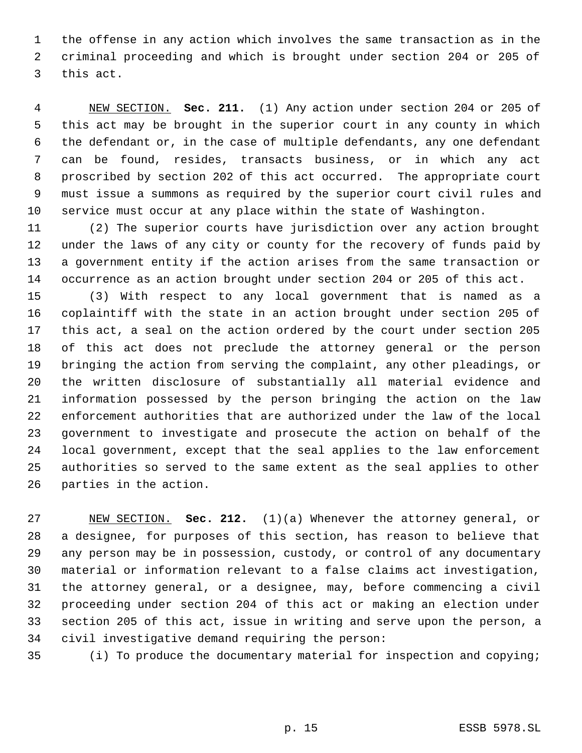the offense in any action which involves the same transaction as in the criminal proceeding and which is brought under section 204 or 205 of this act.

NEW SECTION. **Sec. 211.** (1) Any action under section 204 or 205 of this act may be brought in the superior court in any county in which the defendant or, in the case of multiple defendants, any one defendant can be found, resides, transacts business, or in which any act proscribed by section 202 of this act occurred. The appropriate court must issue a summons as required by the superior court civil rules and service must occur at any place within the state of Washington.

(2) The superior courts have jurisdiction over any action brought under the laws of any city or county for the recovery of funds paid by a government entity if the action arises from the same transaction or occurrence as an action brought under section 204 or 205 of this act.

(3) With respect to any local government that is named as a coplaintiff with the state in an action brought under section 205 of this act, a seal on the action ordered by the court under section 205 of this act does not preclude the attorney general or the person bringing the action from serving the complaint, any other pleadings, or the written disclosure of substantially all material evidence and information possessed by the person bringing the action on the law enforcement authorities that are authorized under the law of the local government to investigate and prosecute the action on behalf of the local government, except that the seal applies to the law enforcement authorities so served to the same extent as the seal applies to other parties in the action.

NEW SECTION. **Sec. 212.** (1)(a) Whenever the attorney general, or a designee, for purposes of this section, has reason to believe that any person may be in possession, custody, or control of any documentary material or information relevant to a false claims act investigation, the attorney general, or a designee, may, before commencing a civil proceeding under section 204 of this act or making an election under section 205 of this act, issue in writing and serve upon the person, a civil investigative demand requiring the person:

(i) To produce the documentary material for inspection and copying;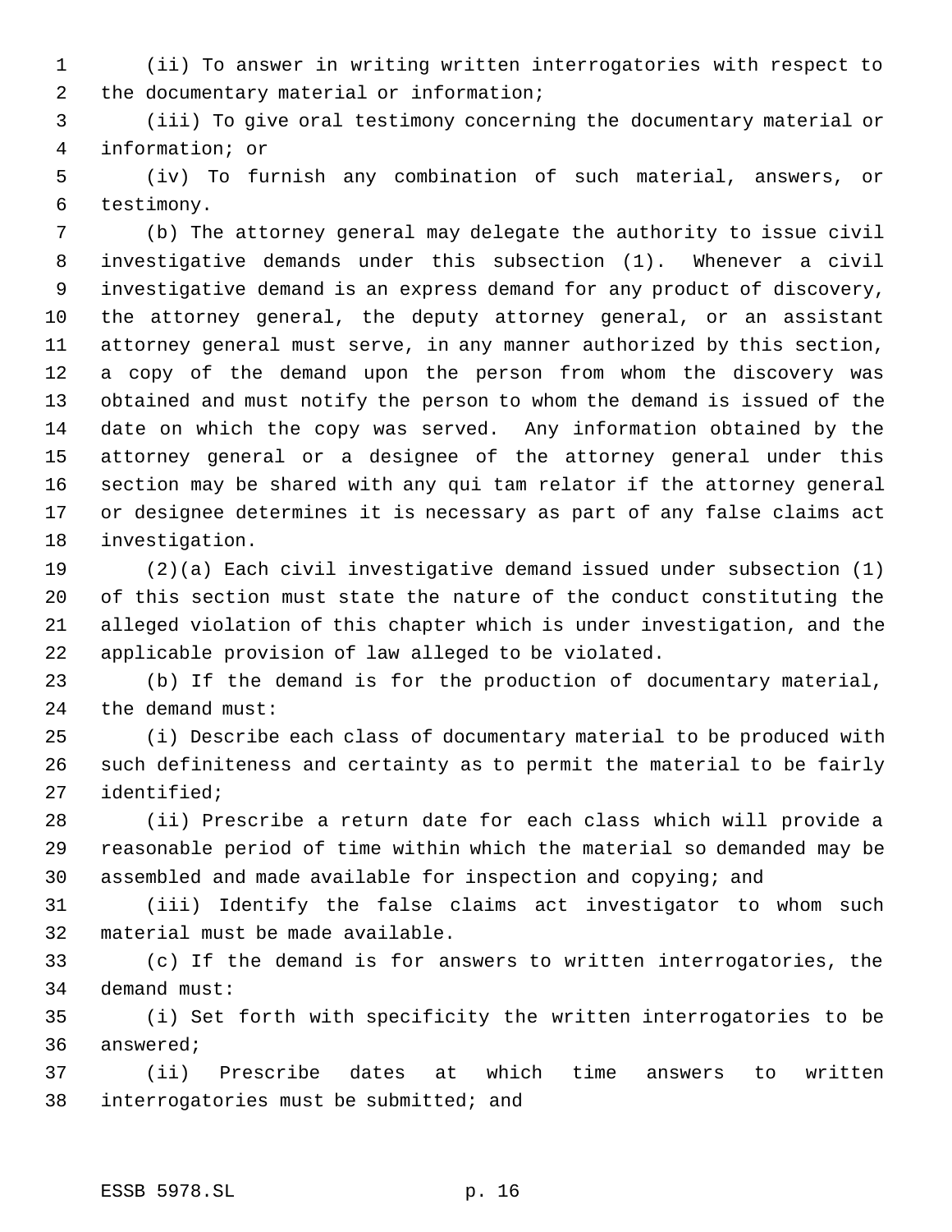(ii) To answer in writing written interrogatories with respect to the documentary material or information;

(iii) To give oral testimony concerning the documentary material or information; or

(iv) To furnish any combination of such material, answers, or testimony.

(b) The attorney general may delegate the authority to issue civil investigative demands under this subsection (1). Whenever a civil investigative demand is an express demand for any product of discovery, the attorney general, the deputy attorney general, or an assistant attorney general must serve, in any manner authorized by this section, a copy of the demand upon the person from whom the discovery was obtained and must notify the person to whom the demand is issued of the date on which the copy was served. Any information obtained by the attorney general or a designee of the attorney general under this section may be shared with any qui tam relator if the attorney general or designee determines it is necessary as part of any false claims act investigation.

(2)(a) Each civil investigative demand issued under subsection (1) of this section must state the nature of the conduct constituting the alleged violation of this chapter which is under investigation, and the applicable provision of law alleged to be violated.

(b) If the demand is for the production of documentary material, the demand must:

(i) Describe each class of documentary material to be produced with such definiteness and certainty as to permit the material to be fairly identified;

(ii) Prescribe a return date for each class which will provide a reasonable period of time within which the material so demanded may be assembled and made available for inspection and copying; and

(iii) Identify the false claims act investigator to whom such material must be made available.

(c) If the demand is for answers to written interrogatories, the demand must:

(i) Set forth with specificity the written interrogatories to be answered;

(ii) Prescribe dates at which time answers to written interrogatories must be submitted; and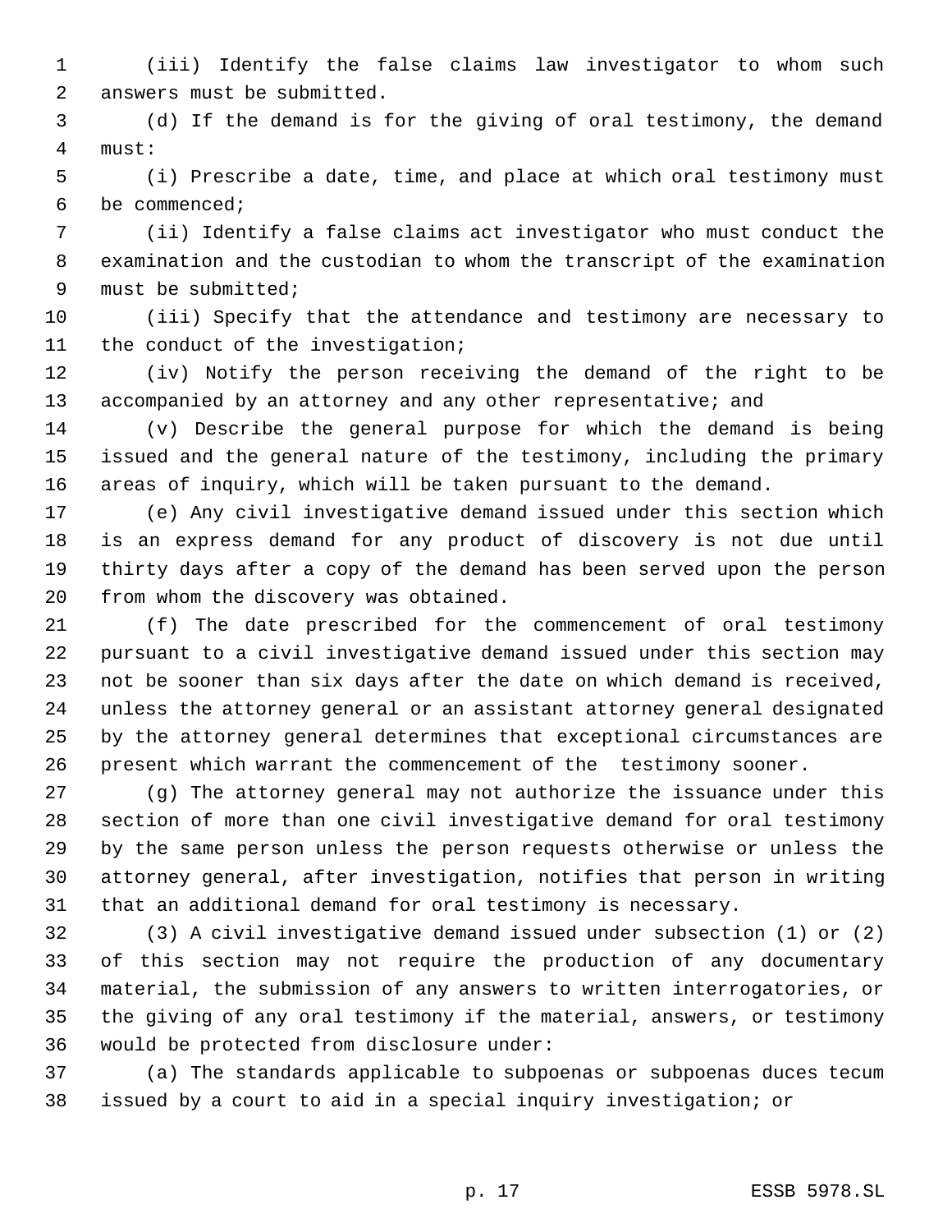(iii) Identify the false claims law investigator to whom such answers must be submitted.

(d) If the demand is for the giving of oral testimony, the demand must:

(i) Prescribe a date, time, and place at which oral testimony must be commenced;

(ii) Identify a false claims act investigator who must conduct the examination and the custodian to whom the transcript of the examination must be submitted;

(iii) Specify that the attendance and testimony are necessary to the conduct of the investigation;

(iv) Notify the person receiving the demand of the right to be accompanied by an attorney and any other representative; and

(v) Describe the general purpose for which the demand is being issued and the general nature of the testimony, including the primary areas of inquiry, which will be taken pursuant to the demand.

(e) Any civil investigative demand issued under this section which is an express demand for any product of discovery is not due until thirty days after a copy of the demand has been served upon the person from whom the discovery was obtained.

(f) The date prescribed for the commencement of oral testimony pursuant to a civil investigative demand issued under this section may not be sooner than six days after the date on which demand is received, unless the attorney general or an assistant attorney general designated by the attorney general determines that exceptional circumstances are present which warrant the commencement of the testimony sooner.

(g) The attorney general may not authorize the issuance under this section of more than one civil investigative demand for oral testimony by the same person unless the person requests otherwise or unless the attorney general, after investigation, notifies that person in writing that an additional demand for oral testimony is necessary.

(3) A civil investigative demand issued under subsection (1) or (2) of this section may not require the production of any documentary material, the submission of any answers to written interrogatories, or the giving of any oral testimony if the material, answers, or testimony would be protected from disclosure under:

(a) The standards applicable to subpoenas or subpoenas duces tecum issued by a court to aid in a special inquiry investigation; or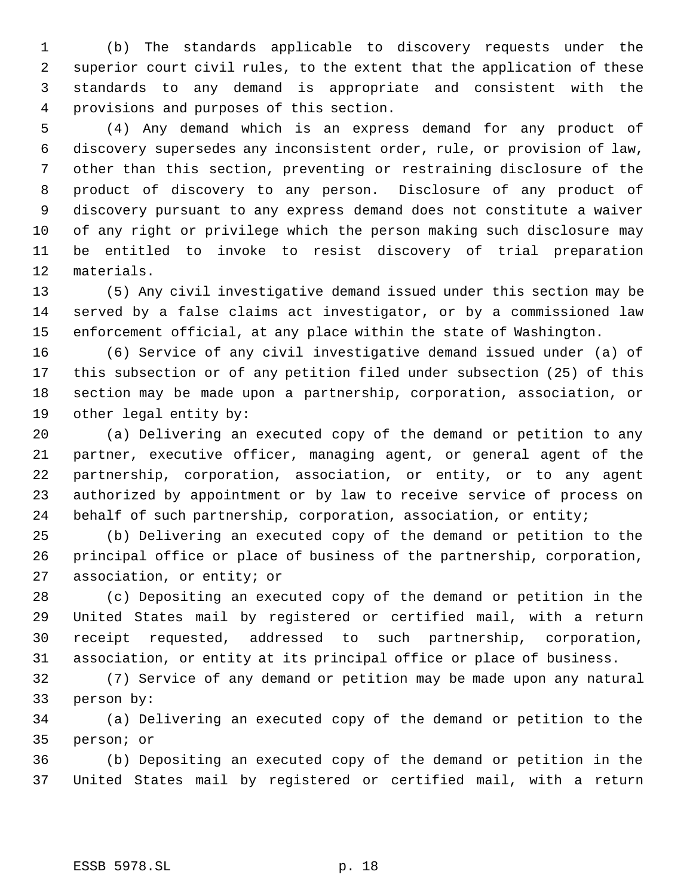(b) The standards applicable to discovery requests under the superior court civil rules, to the extent that the application of these standards to any demand is appropriate and consistent with the provisions and purposes of this section.

(4) Any demand which is an express demand for any product of discovery supersedes any inconsistent order, rule, or provision of law, other than this section, preventing or restraining disclosure of the product of discovery to any person. Disclosure of any product of discovery pursuant to any express demand does not constitute a waiver of any right or privilege which the person making such disclosure may be entitled to invoke to resist discovery of trial preparation materials.

(5) Any civil investigative demand issued under this section may be served by a false claims act investigator, or by a commissioned law enforcement official, at any place within the state of Washington.

(6) Service of any civil investigative demand issued under (a) of this subsection or of any petition filed under subsection (25) of this section may be made upon a partnership, corporation, association, or other legal entity by:

(a) Delivering an executed copy of the demand or petition to any partner, executive officer, managing agent, or general agent of the partnership, corporation, association, or entity, or to any agent authorized by appointment or by law to receive service of process on behalf of such partnership, corporation, association, or entity;

(b) Delivering an executed copy of the demand or petition to the principal office or place of business of the partnership, corporation, association, or entity; or

(c) Depositing an executed copy of the demand or petition in the United States mail by registered or certified mail, with a return receipt requested, addressed to such partnership, corporation, association, or entity at its principal office or place of business.

(7) Service of any demand or petition may be made upon any natural person by:

(a) Delivering an executed copy of the demand or petition to the person; or

(b) Depositing an executed copy of the demand or petition in the United States mail by registered or certified mail, with a return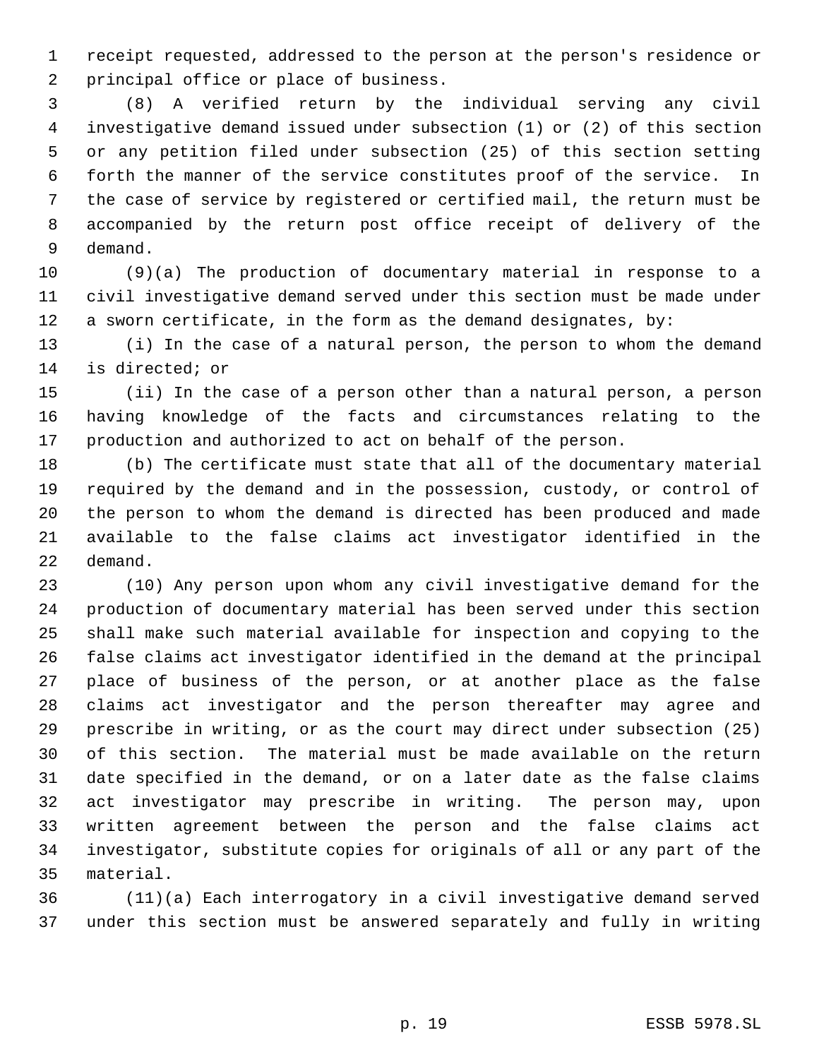receipt requested, addressed to the person at the person's residence or principal office or place of business.

(8) A verified return by the individual serving any civil investigative demand issued under subsection (1) or (2) of this section or any petition filed under subsection (25) of this section setting forth the manner of the service constitutes proof of the service. In the case of service by registered or certified mail, the return must be accompanied by the return post office receipt of delivery of the demand.

(9)(a) The production of documentary material in response to a civil investigative demand served under this section must be made under a sworn certificate, in the form as the demand designates, by:

(i) In the case of a natural person, the person to whom the demand is directed; or

(ii) In the case of a person other than a natural person, a person having knowledge of the facts and circumstances relating to the production and authorized to act on behalf of the person.

(b) The certificate must state that all of the documentary material required by the demand and in the possession, custody, or control of the person to whom the demand is directed has been produced and made available to the false claims act investigator identified in the demand.

(10) Any person upon whom any civil investigative demand for the production of documentary material has been served under this section shall make such material available for inspection and copying to the false claims act investigator identified in the demand at the principal place of business of the person, or at another place as the false claims act investigator and the person thereafter may agree and prescribe in writing, or as the court may direct under subsection (25) of this section. The material must be made available on the return date specified in the demand, or on a later date as the false claims act investigator may prescribe in writing. The person may, upon written agreement between the person and the false claims act investigator, substitute copies for originals of all or any part of the material.

(11)(a) Each interrogatory in a civil investigative demand served under this section must be answered separately and fully in writing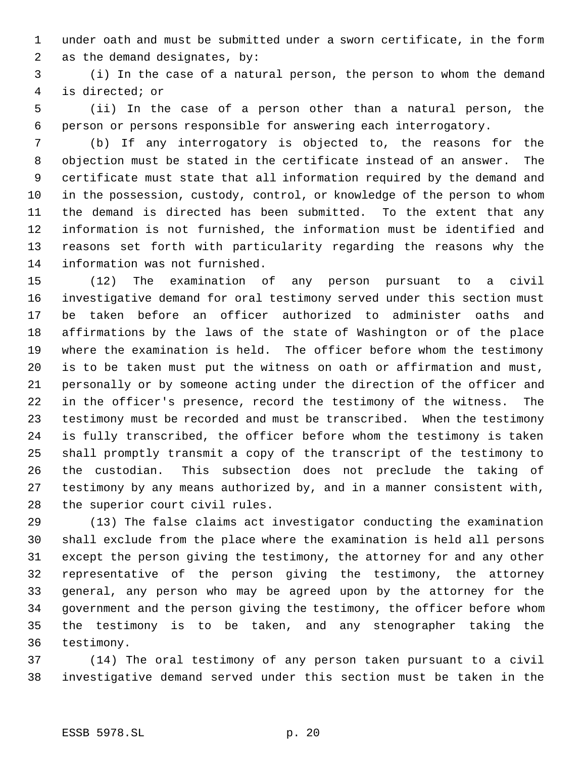under oath and must be submitted under a sworn certificate, in the form as the demand designates, by:

(i) In the case of a natural person, the person to whom the demand is directed; or

(ii) In the case of a person other than a natural person, the person or persons responsible for answering each interrogatory.

(b) If any interrogatory is objected to, the reasons for the objection must be stated in the certificate instead of an answer. The certificate must state that all information required by the demand and in the possession, custody, control, or knowledge of the person to whom the demand is directed has been submitted. To the extent that any information is not furnished, the information must be identified and reasons set forth with particularity regarding the reasons why the information was not furnished.

(12) The examination of any person pursuant to a civil investigative demand for oral testimony served under this section must be taken before an officer authorized to administer oaths and affirmations by the laws of the state of Washington or of the place where the examination is held. The officer before whom the testimony is to be taken must put the witness on oath or affirmation and must, personally or by someone acting under the direction of the officer and in the officer's presence, record the testimony of the witness. The testimony must be recorded and must be transcribed. When the testimony is fully transcribed, the officer before whom the testimony is taken shall promptly transmit a copy of the transcript of the testimony to the custodian. This subsection does not preclude the taking of testimony by any means authorized by, and in a manner consistent with, the superior court civil rules.

(13) The false claims act investigator conducting the examination shall exclude from the place where the examination is held all persons except the person giving the testimony, the attorney for and any other representative of the person giving the testimony, the attorney general, any person who may be agreed upon by the attorney for the government and the person giving the testimony, the officer before whom the testimony is to be taken, and any stenographer taking the testimony.

(14) The oral testimony of any person taken pursuant to a civil investigative demand served under this section must be taken in the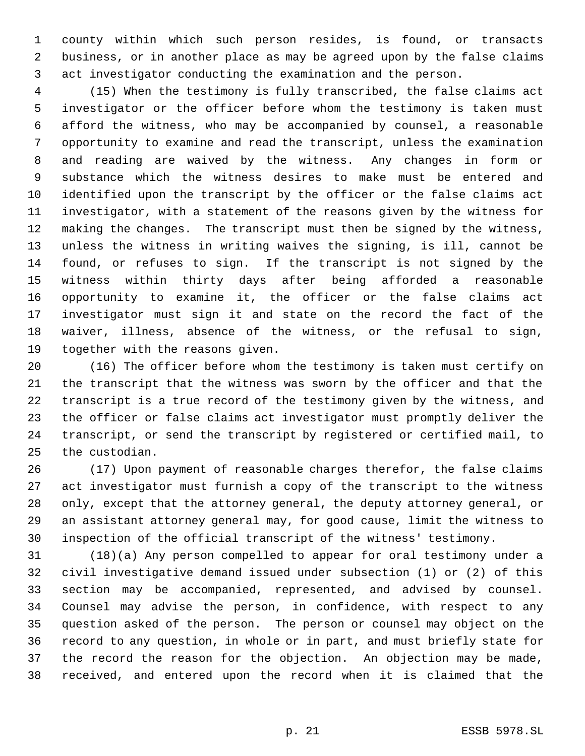county within which such person resides, is found, or transacts business, or in another place as may be agreed upon by the false claims act investigator conducting the examination and the person.

(15) When the testimony is fully transcribed, the false claims act investigator or the officer before whom the testimony is taken must afford the witness, who may be accompanied by counsel, a reasonable opportunity to examine and read the transcript, unless the examination and reading are waived by the witness. Any changes in form or substance which the witness desires to make must be entered and identified upon the transcript by the officer or the false claims act investigator, with a statement of the reasons given by the witness for making the changes. The transcript must then be signed by the witness, unless the witness in writing waives the signing, is ill, cannot be found, or refuses to sign. If the transcript is not signed by the witness within thirty days after being afforded a reasonable opportunity to examine it, the officer or the false claims act investigator must sign it and state on the record the fact of the waiver, illness, absence of the witness, or the refusal to sign, together with the reasons given.

(16) The officer before whom the testimony is taken must certify on the transcript that the witness was sworn by the officer and that the transcript is a true record of the testimony given by the witness, and the officer or false claims act investigator must promptly deliver the transcript, or send the transcript by registered or certified mail, to the custodian.

(17) Upon payment of reasonable charges therefor, the false claims act investigator must furnish a copy of the transcript to the witness only, except that the attorney general, the deputy attorney general, or an assistant attorney general may, for good cause, limit the witness to inspection of the official transcript of the witness' testimony.

(18)(a) Any person compelled to appear for oral testimony under a civil investigative demand issued under subsection (1) or (2) of this section may be accompanied, represented, and advised by counsel. Counsel may advise the person, in confidence, with respect to any question asked of the person. The person or counsel may object on the record to any question, in whole or in part, and must briefly state for the record the reason for the objection. An objection may be made, received, and entered upon the record when it is claimed that the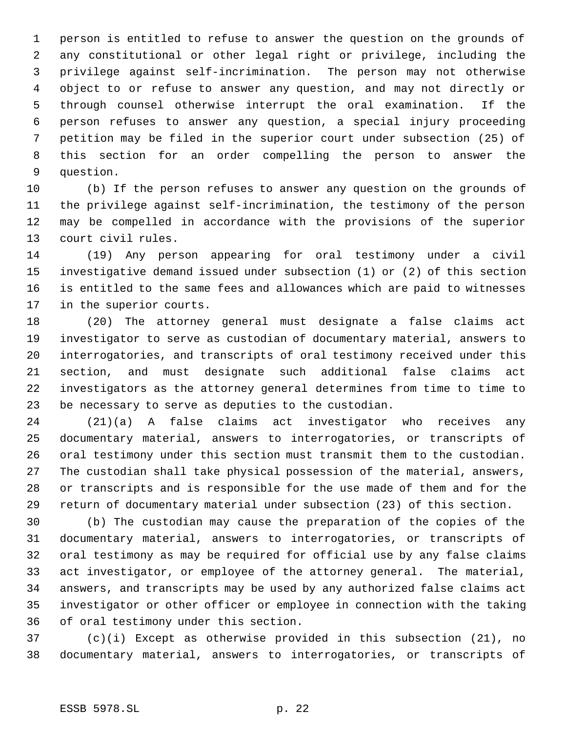person is entitled to refuse to answer the question on the grounds of any constitutional or other legal right or privilege, including the privilege against self-incrimination. The person may not otherwise object to or refuse to answer any question, and may not directly or through counsel otherwise interrupt the oral examination. If the person refuses to answer any question, a special injury proceeding petition may be filed in the superior court under subsection (25) of this section for an order compelling the person to answer the question.

(b) If the person refuses to answer any question on the grounds of the privilege against self-incrimination, the testimony of the person may be compelled in accordance with the provisions of the superior court civil rules.

(19) Any person appearing for oral testimony under a civil investigative demand issued under subsection (1) or (2) of this section is entitled to the same fees and allowances which are paid to witnesses in the superior courts.

(20) The attorney general must designate a false claims act investigator to serve as custodian of documentary material, answers to interrogatories, and transcripts of oral testimony received under this section, and must designate such additional false claims act investigators as the attorney general determines from time to time to be necessary to serve as deputies to the custodian.

(21)(a) A false claims act investigator who receives any documentary material, answers to interrogatories, or transcripts of oral testimony under this section must transmit them to the custodian. The custodian shall take physical possession of the material, answers, or transcripts and is responsible for the use made of them and for the return of documentary material under subsection (23) of this section.

(b) The custodian may cause the preparation of the copies of the documentary material, answers to interrogatories, or transcripts of oral testimony as may be required for official use by any false claims act investigator, or employee of the attorney general. The material, answers, and transcripts may be used by any authorized false claims act investigator or other officer or employee in connection with the taking of oral testimony under this section.

(c)(i) Except as otherwise provided in this subsection (21), no documentary material, answers to interrogatories, or transcripts of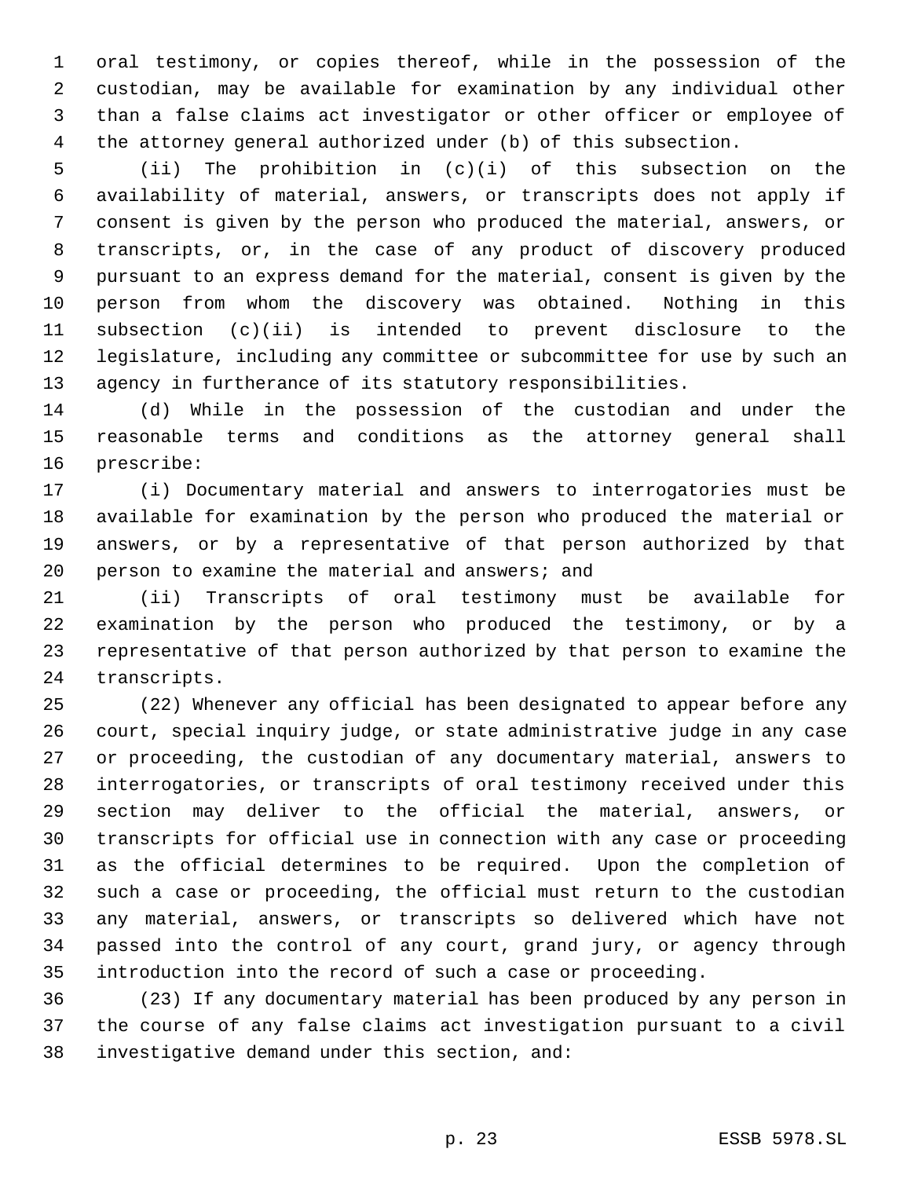oral testimony, or copies thereof, while in the possession of the custodian, may be available for examination by any individual other than a false claims act investigator or other officer or employee of the attorney general authorized under (b) of this subsection.

(ii) The prohibition in (c)(i) of this subsection on the availability of material, answers, or transcripts does not apply if consent is given by the person who produced the material, answers, or transcripts, or, in the case of any product of discovery produced pursuant to an express demand for the material, consent is given by the person from whom the discovery was obtained. Nothing in this subsection (c)(ii) is intended to prevent disclosure to the legislature, including any committee or subcommittee for use by such an agency in furtherance of its statutory responsibilities.

(d) While in the possession of the custodian and under the reasonable terms and conditions as the attorney general shall prescribe:

(i) Documentary material and answers to interrogatories must be available for examination by the person who produced the material or answers, or by a representative of that person authorized by that person to examine the material and answers; and

(ii) Transcripts of oral testimony must be available for examination by the person who produced the testimony, or by a representative of that person authorized by that person to examine the transcripts.

(22) Whenever any official has been designated to appear before any court, special inquiry judge, or state administrative judge in any case or proceeding, the custodian of any documentary material, answers to interrogatories, or transcripts of oral testimony received under this section may deliver to the official the material, answers, or transcripts for official use in connection with any case or proceeding as the official determines to be required. Upon the completion of such a case or proceeding, the official must return to the custodian any material, answers, or transcripts so delivered which have not passed into the control of any court, grand jury, or agency through introduction into the record of such a case or proceeding.

(23) If any documentary material has been produced by any person in the course of any false claims act investigation pursuant to a civil investigative demand under this section, and: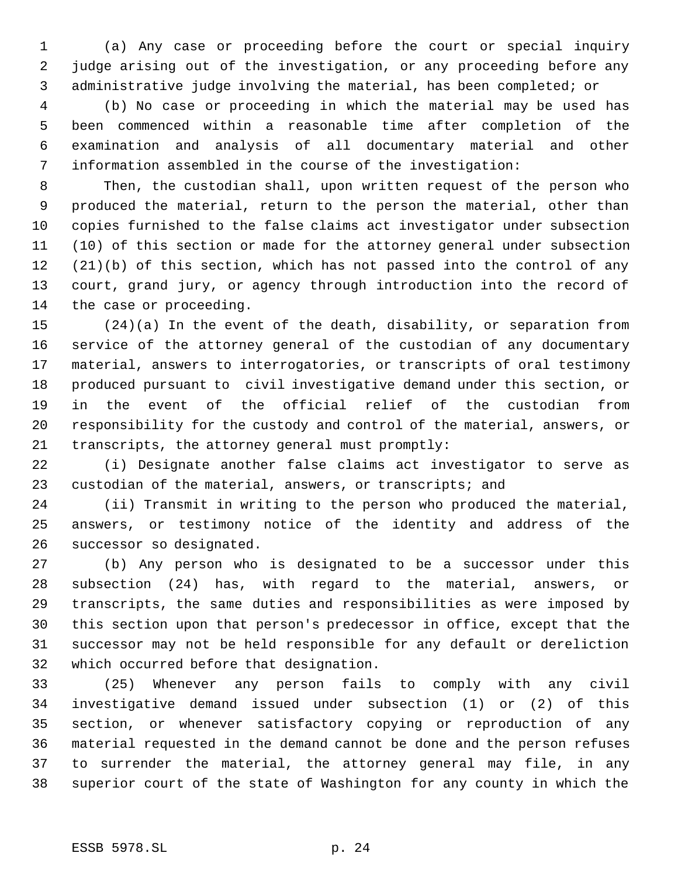(a) Any case or proceeding before the court or special inquiry judge arising out of the investigation, or any proceeding before any administrative judge involving the material, has been completed; or

(b) No case or proceeding in which the material may be used has been commenced within a reasonable time after completion of the examination and analysis of all documentary material and other information assembled in the course of the investigation:

Then, the custodian shall, upon written request of the person who produced the material, return to the person the material, other than copies furnished to the false claims act investigator under subsection (10) of this section or made for the attorney general under subsection (21)(b) of this section, which has not passed into the control of any court, grand jury, or agency through introduction into the record of the case or proceeding.

(24)(a) In the event of the death, disability, or separation from service of the attorney general of the custodian of any documentary material, answers to interrogatories, or transcripts of oral testimony produced pursuant to civil investigative demand under this section, or in the event of the official relief of the custodian from responsibility for the custody and control of the material, answers, or transcripts, the attorney general must promptly:

(i) Designate another false claims act investigator to serve as custodian of the material, answers, or transcripts; and

(ii) Transmit in writing to the person who produced the material, answers, or testimony notice of the identity and address of the successor so designated.

(b) Any person who is designated to be a successor under this subsection (24) has, with regard to the material, answers, or transcripts, the same duties and responsibilities as were imposed by this section upon that person's predecessor in office, except that the successor may not be held responsible for any default or dereliction which occurred before that designation.

(25) Whenever any person fails to comply with any civil investigative demand issued under subsection (1) or (2) of this section, or whenever satisfactory copying or reproduction of any material requested in the demand cannot be done and the person refuses to surrender the material, the attorney general may file, in any superior court of the state of Washington for any county in which the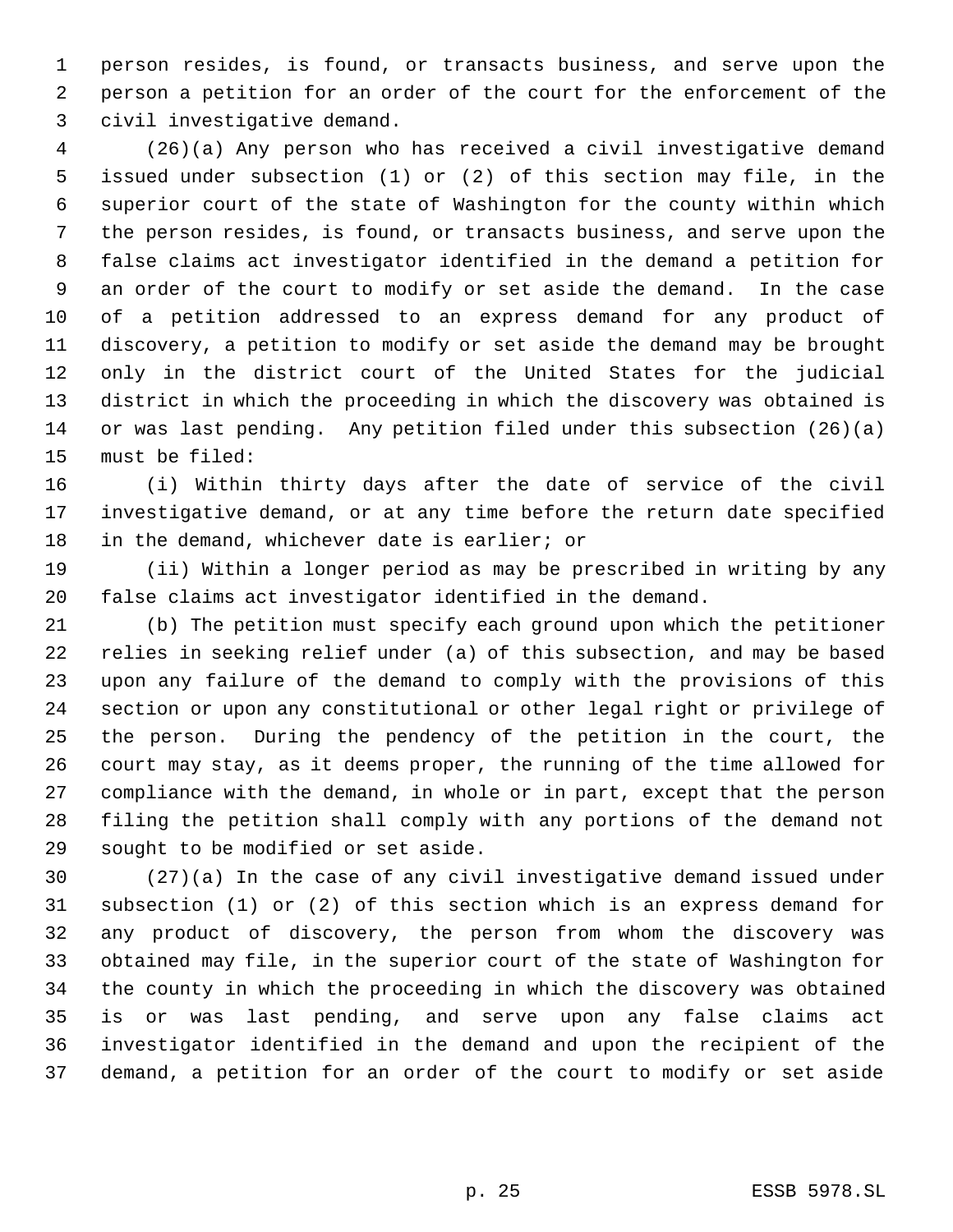person resides, is found, or transacts business, and serve upon the person a petition for an order of the court for the enforcement of the civil investigative demand.

(26)(a) Any person who has received a civil investigative demand issued under subsection (1) or (2) of this section may file, in the superior court of the state of Washington for the county within which the person resides, is found, or transacts business, and serve upon the false claims act investigator identified in the demand a petition for an order of the court to modify or set aside the demand. In the case of a petition addressed to an express demand for any product of discovery, a petition to modify or set aside the demand may be brought only in the district court of the United States for the judicial district in which the proceeding in which the discovery was obtained is or was last pending. Any petition filed under this subsection (26)(a) must be filed:

(i) Within thirty days after the date of service of the civil investigative demand, or at any time before the return date specified in the demand, whichever date is earlier; or

(ii) Within a longer period as may be prescribed in writing by any false claims act investigator identified in the demand.

(b) The petition must specify each ground upon which the petitioner relies in seeking relief under (a) of this subsection, and may be based upon any failure of the demand to comply with the provisions of this section or upon any constitutional or other legal right or privilege of the person. During the pendency of the petition in the court, the court may stay, as it deems proper, the running of the time allowed for compliance with the demand, in whole or in part, except that the person filing the petition shall comply with any portions of the demand not sought to be modified or set aside.

(27)(a) In the case of any civil investigative demand issued under subsection (1) or (2) of this section which is an express demand for any product of discovery, the person from whom the discovery was obtained may file, in the superior court of the state of Washington for the county in which the proceeding in which the discovery was obtained is or was last pending, and serve upon any false claims act investigator identified in the demand and upon the recipient of the demand, a petition for an order of the court to modify or set aside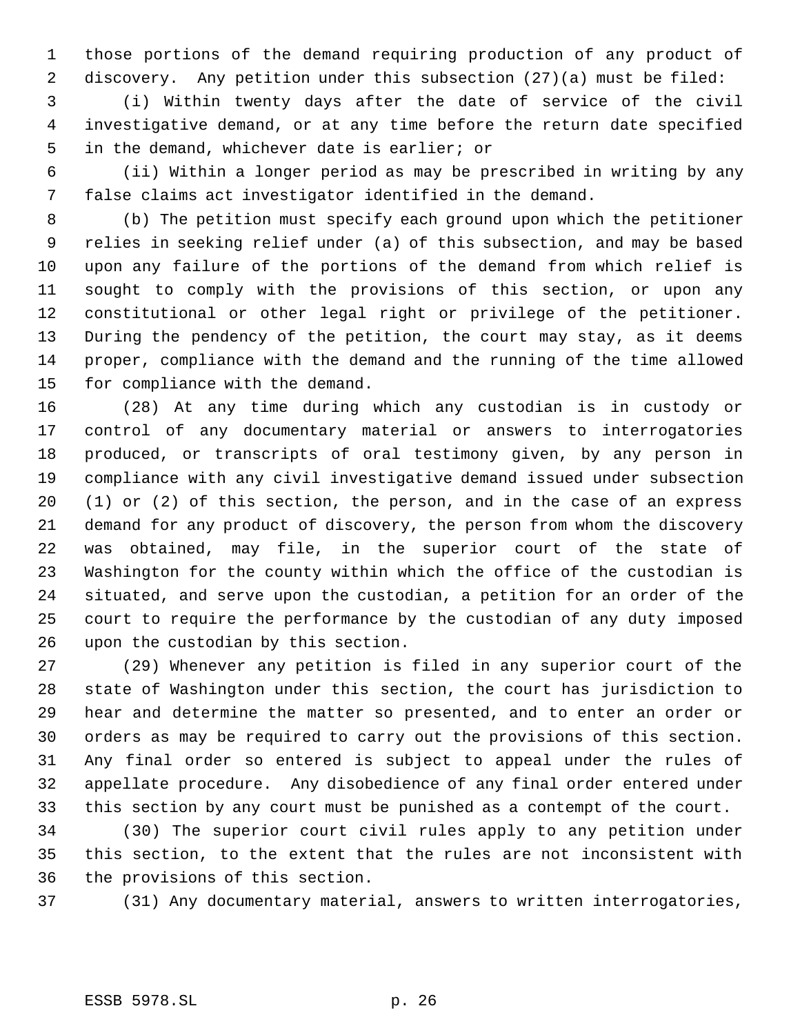those portions of the demand requiring production of any product of discovery. Any petition under this subsection (27)(a) must be filed:

(i) Within twenty days after the date of service of the civil investigative demand, or at any time before the return date specified in the demand, whichever date is earlier; or

(ii) Within a longer period as may be prescribed in writing by any false claims act investigator identified in the demand.

(b) The petition must specify each ground upon which the petitioner relies in seeking relief under (a) of this subsection, and may be based upon any failure of the portions of the demand from which relief is sought to comply with the provisions of this section, or upon any constitutional or other legal right or privilege of the petitioner. During the pendency of the petition, the court may stay, as it deems proper, compliance with the demand and the running of the time allowed for compliance with the demand.

(28) At any time during which any custodian is in custody or control of any documentary material or answers to interrogatories produced, or transcripts of oral testimony given, by any person in compliance with any civil investigative demand issued under subsection (1) or (2) of this section, the person, and in the case of an express demand for any product of discovery, the person from whom the discovery was obtained, may file, in the superior court of the state of Washington for the county within which the office of the custodian is situated, and serve upon the custodian, a petition for an order of the court to require the performance by the custodian of any duty imposed upon the custodian by this section.

(29) Whenever any petition is filed in any superior court of the state of Washington under this section, the court has jurisdiction to hear and determine the matter so presented, and to enter an order or orders as may be required to carry out the provisions of this section. Any final order so entered is subject to appeal under the rules of appellate procedure. Any disobedience of any final order entered under this section by any court must be punished as a contempt of the court.

(30) The superior court civil rules apply to any petition under this section, to the extent that the rules are not inconsistent with the provisions of this section.

(31) Any documentary material, answers to written interrogatories,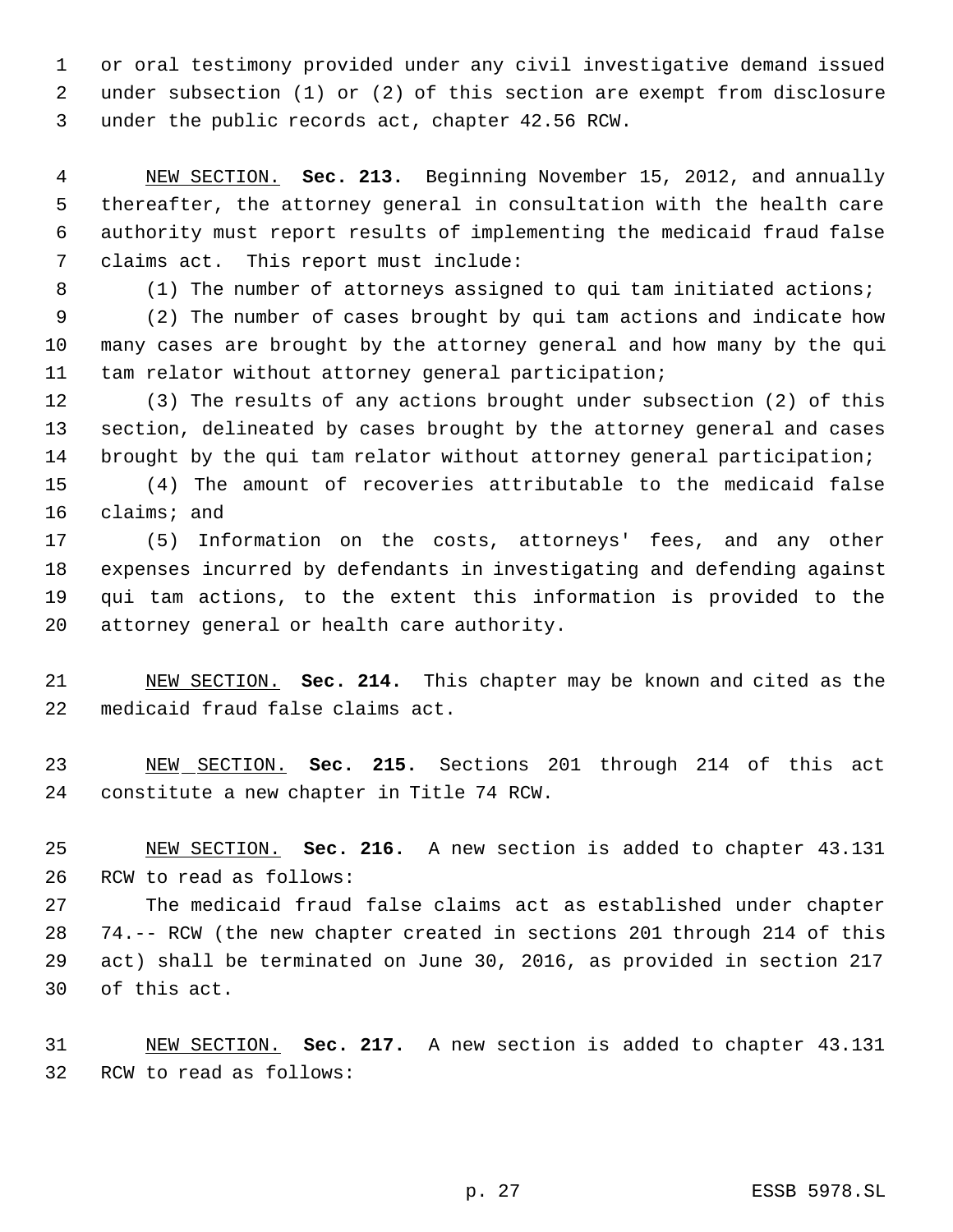or oral testimony provided under any civil investigative demand issued under subsection (1) or (2) of this section are exempt from disclosure under the public records act, chapter 42.56 RCW.

NEW SECTION. **Sec. 213.** Beginning November 15, 2012, and annually thereafter, the attorney general in consultation with the health care authority must report results of implementing the medicaid fraud false claims act. This report must include:

(1) The number of attorneys assigned to qui tam initiated actions;

(2) The number of cases brought by qui tam actions and indicate how many cases are brought by the attorney general and how many by the qui tam relator without attorney general participation;

(3) The results of any actions brought under subsection (2) of this section, delineated by cases brought by the attorney general and cases brought by the qui tam relator without attorney general participation;

(4) The amount of recoveries attributable to the medicaid false claims; and

(5) Information on the costs, attorneys' fees, and any other expenses incurred by defendants in investigating and defending against qui tam actions, to the extent this information is provided to the attorney general or health care authority.

NEW SECTION. **Sec. 214.** This chapter may be known and cited as the medicaid fraud false claims act.

NEW SECTION. **Sec. 215.** Sections 201 through 214 of this act constitute a new chapter in Title 74 RCW.

NEW SECTION. **Sec. 216.** A new section is added to chapter 43.131 RCW to read as follows:

The medicaid fraud false claims act as established under chapter 74.-- RCW (the new chapter created in sections 201 through 214 of this act) shall be terminated on June 30, 2016, as provided in section 217 of this act.

NEW SECTION. **Sec. 217.** A new section is added to chapter 43.131 RCW to read as follows: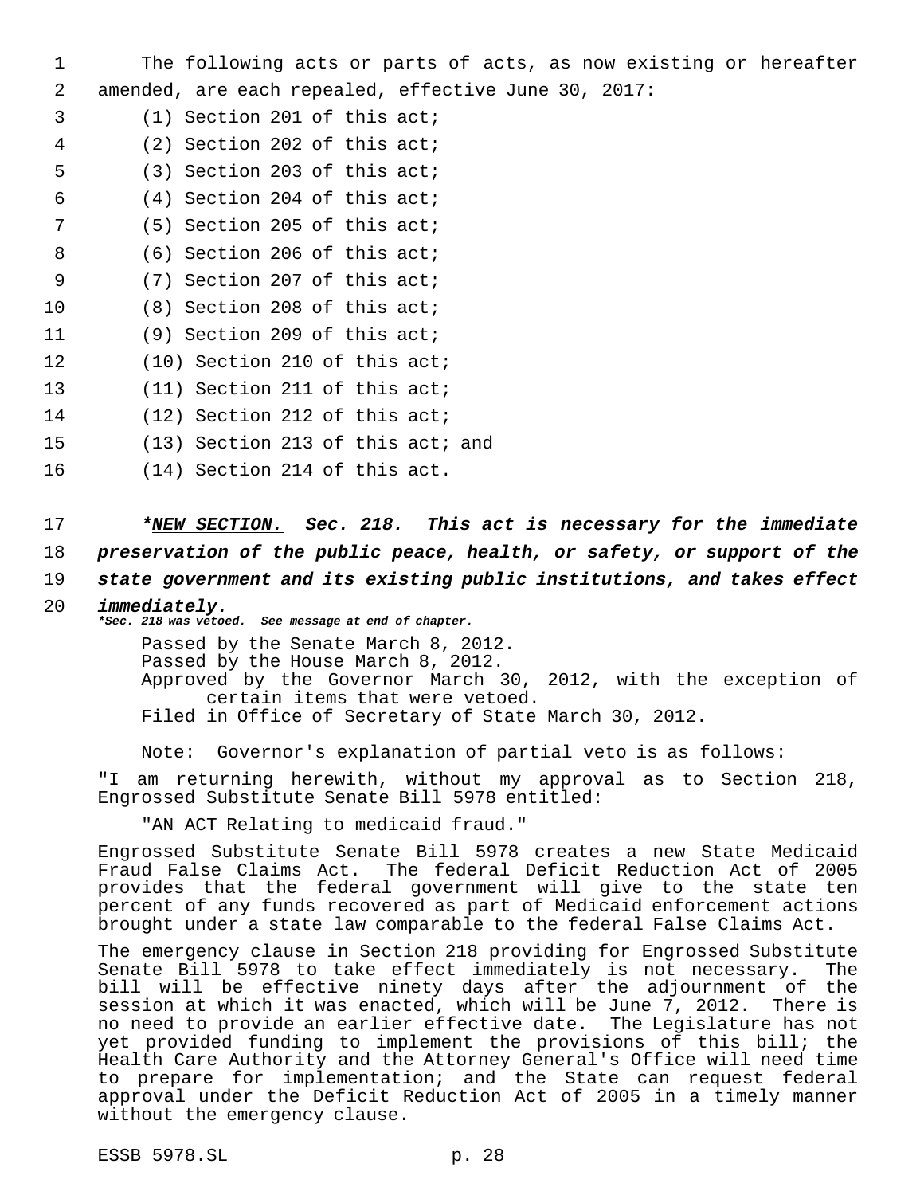The following acts or parts of acts, as now existing or hereafter amended, are each repealed, effective June 30, 2017:

(1) Section 201 of this act;

(2) Section 202 of this act;

(3) Section 203 of this act;

(4) Section 204 of this act;

(5) Section 205 of this act;

(6) Section 206 of this act;

(7) Section 207 of this act;

(8) Section 208 of this act;

(9) Section 209 of this act;

(10) Section 210 of this act;

(11) Section 211 of this act;

(12) Section 212 of this act;

(13) Section 213 of this act; and

(14) Section 214 of this act.

***NEW SECTION. Sec. 218. This act is necessary for the immediate preservation of the public peace, health, or safety, or support of the state government and its existing public institutions, and takes effect immediately.***

***Sec. 218 was vetoed. See message at end of chapter.***

Passed by the Senate March 8, 2012.
Passed by the House March 8, 2012.
Approved by the Governor March 30, 2012, with the exception of certain items that were vetoed.
Filed in Office of Secretary of State March 30, 2012.

Note: Governor's explanation of partial veto is as follows:

"I am returning herewith, without my approval as to Section 218, Engrossed Substitute Senate Bill 5978 entitled:

"AN ACT Relating to medicaid fraud."

Engrossed Substitute Senate Bill 5978 creates a new State Medicaid Fraud False Claims Act. The federal Deficit Reduction Act of 2005 provides that the federal government will give to the state ten percent of any funds recovered as part of Medicaid enforcement actions brought under a state law comparable to the federal False Claims Act.

The emergency clause in Section 218 providing for Engrossed Substitute Senate Bill 5978 to take effect immediately is not necessary. The bill will be effective ninety days after the adjournment of the session at which it was enacted, which will be June 7, 2012. There is no need to provide an earlier effective date. The Legislature has not yet provided funding to implement the provisions of this bill; the Health Care Authority and the Attorney General's Office will need time to prepare for implementation; and the State can request federal approval under the Deficit Reduction Act of 2005 in a timely manner without the emergency clause.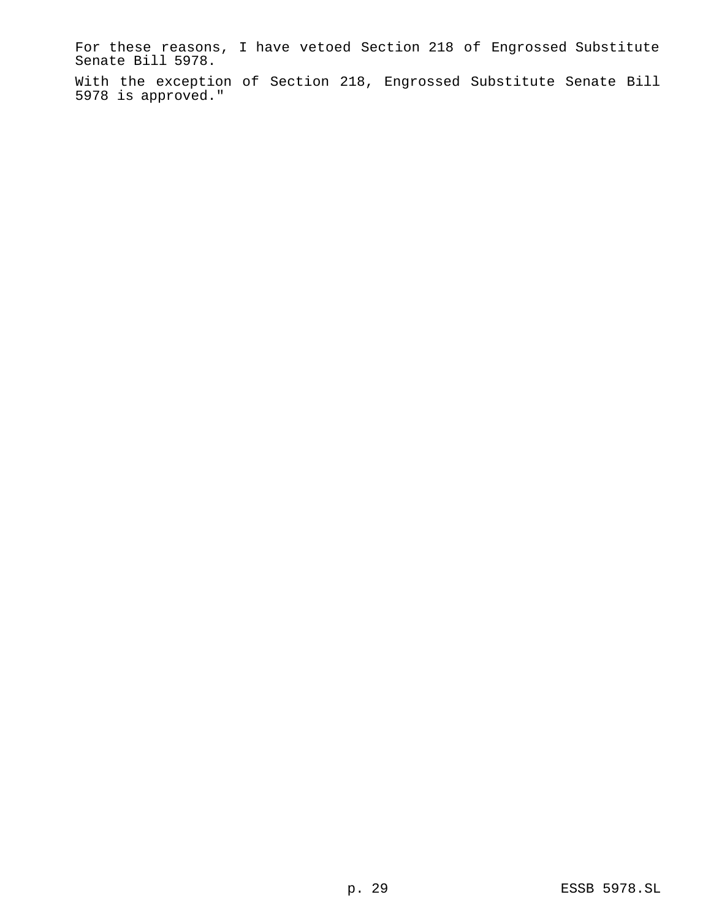For these reasons, I have vetoed Section 218 of Engrossed Substitute Senate Bill 5978.

With the exception of Section 218, Engrossed Substitute Senate Bill 5978 is approved."